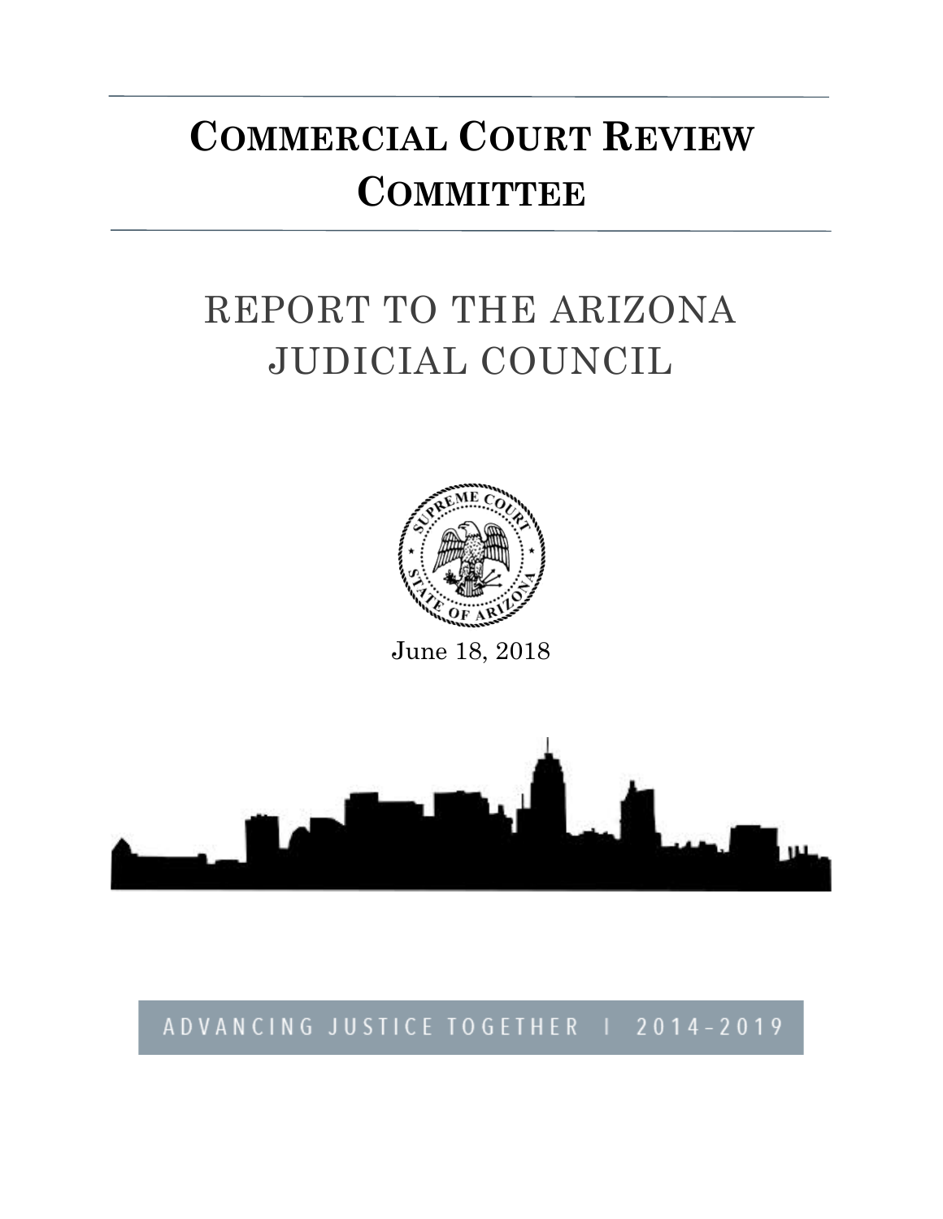# Commercial Court Review Committee

## REPORT TO THE ARIZONA JUDICIAL COUNCIL

June 18, 2018

ADVANCING JUSTICE TOGETHER | 2014-2019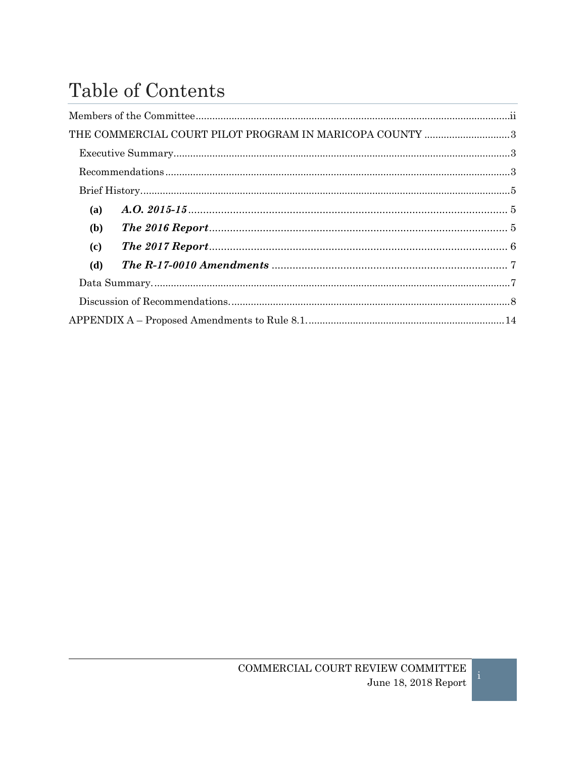# Table of Contents

Members of the Committee ......................................................................................................... ii

THE COMMERCIAL COURT PILOT PROGRAM IN MARICOPA COUNTY ............................. 3

Executive Summary ........................................................................................................... 3

Recommendations ............................................................................................................. 3

Brief History ....................................................................................................................... 5

**(a)** ***A.O. 2015-15*** ........................................................................................... 5

**(b)** ***The 2016 Report*** ................................................................................... 5

**(c)** ***The 2017 Report*** ................................................................................... 6

**(d)** ***The R-17-0010 Amendments*** ............................................................. 7

Data Summary. ................................................................................................................... 7

Discussion of Recommendations. ....................................................................................... 8

APPENDIX A – Proposed Amendments to Rule 8.1. ....................................................... 14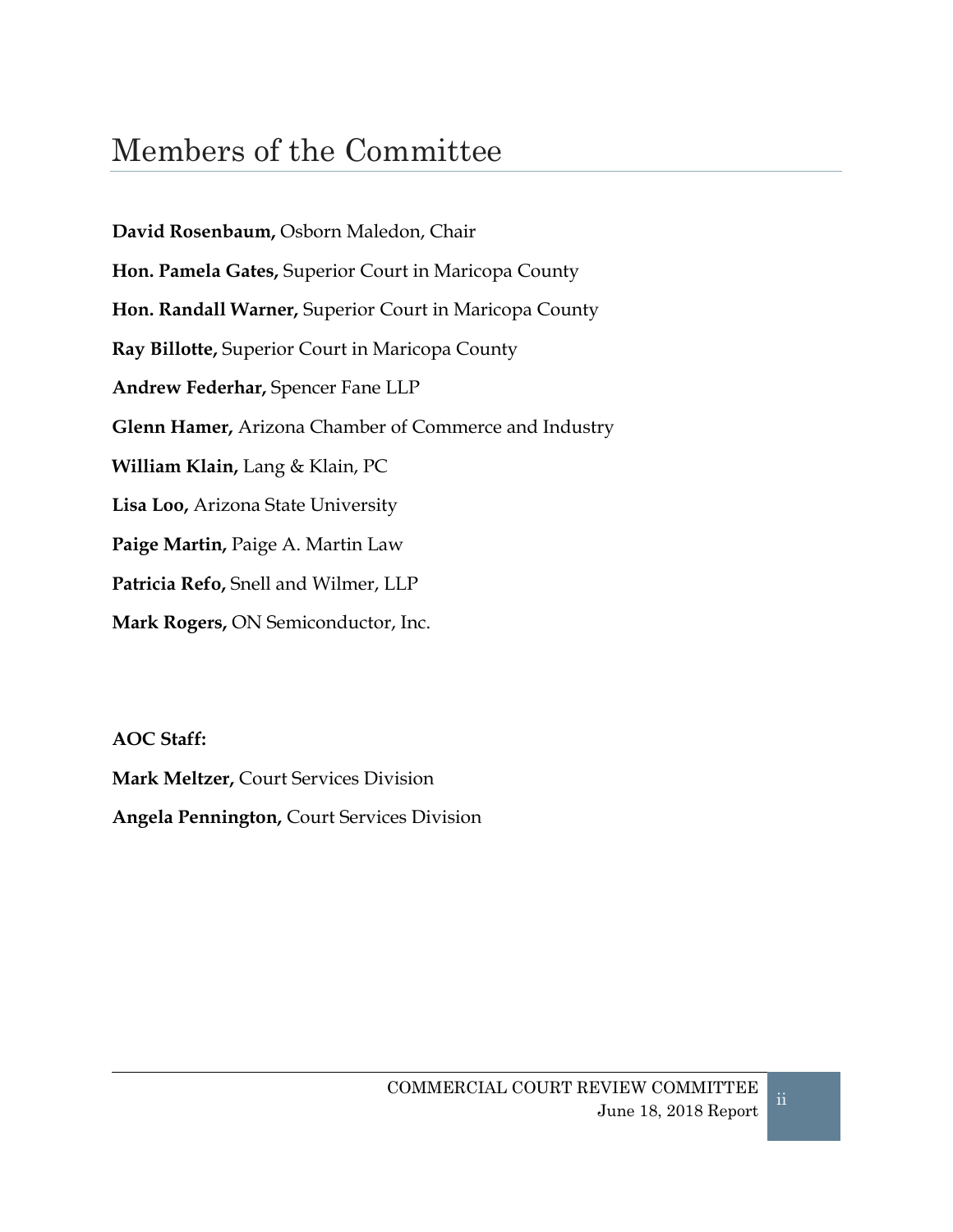# Members of the Committee

**David Rosenbaum,** Osborn Maledon, Chair

**Hon. Pamela Gates,** Superior Court in Maricopa County

**Hon. Randall Warner,** Superior Court in Maricopa County

**Ray Billotte,** Superior Court in Maricopa County

**Andrew Federhar,** Spencer Fane LLP

**Glenn Hamer,** Arizona Chamber of Commerce and Industry

**William Klain,** Lang & Klain, PC

**Lisa Loo,** Arizona State University

**Paige Martin,** Paige A. Martin Law

**Patricia Refo,** Snell and Wilmer, LLP

**Mark Rogers,** ON Semiconductor, Inc.

**AOC Staff:**

**Mark Meltzer,** Court Services Division

**Angela Pennington,** Court Services Division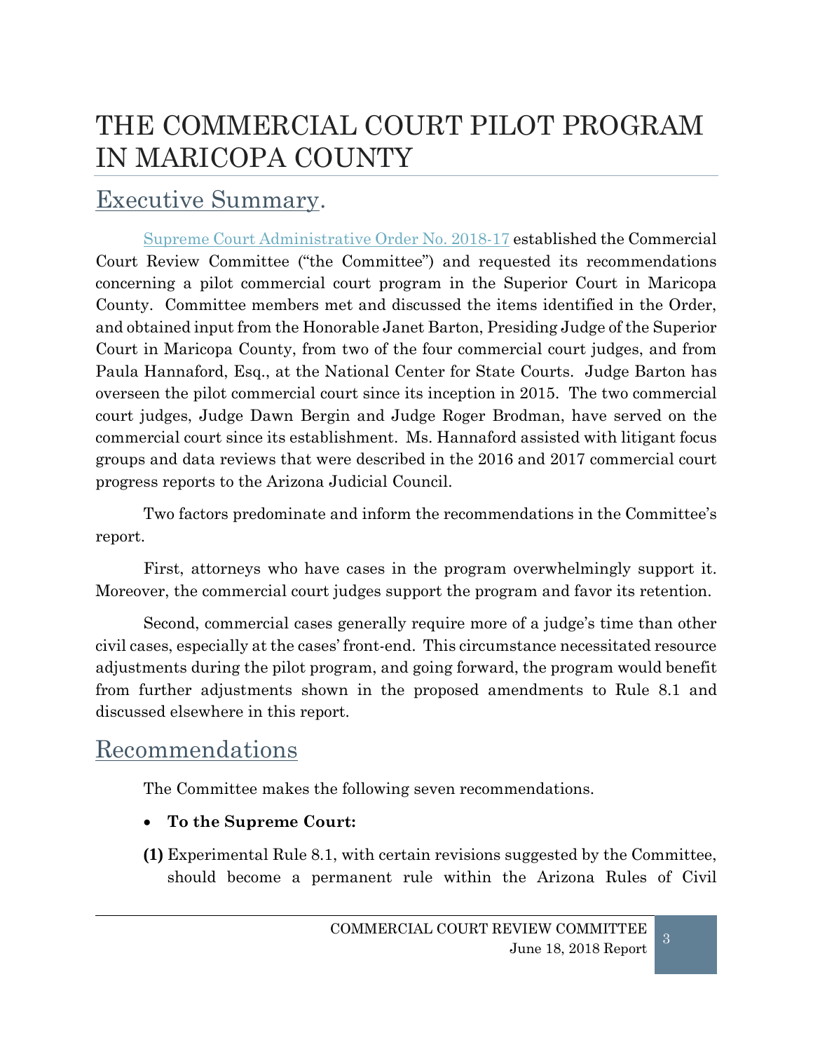# THE COMMERCIAL COURT PILOT PROGRAM IN MARICOPA COUNTY

## Executive Summary.

Supreme Court Administrative Order No. 2018-17 established the Commercial Court Review Committee ("the Committee") and requested its recommendations concerning a pilot commercial court program in the Superior Court in Maricopa County. Committee members met and discussed the items identified in the Order, and obtained input from the Honorable Janet Barton, Presiding Judge of the Superior Court in Maricopa County, from two of the four commercial court judges, and from Paula Hannaford, Esq., at the National Center for State Courts. Judge Barton has overseen the pilot commercial court since its inception in 2015. The two commercial court judges, Judge Dawn Bergin and Judge Roger Brodman, have served on the commercial court since its establishment. Ms. Hannaford assisted with litigant focus groups and data reviews that were described in the 2016 and 2017 commercial court progress reports to the Arizona Judicial Council.

Two factors predominate and inform the recommendations in the Committee's report.

First, attorneys who have cases in the program overwhelmingly support it. Moreover, the commercial court judges support the program and favor its retention.

Second, commercial cases generally require more of a judge's time than other civil cases, especially at the cases' front-end. This circumstance necessitated resource adjustments during the pilot program, and going forward, the program would benefit from further adjustments shown in the proposed amendments to Rule 8.1 and discussed elsewhere in this report.

## Recommendations

The Committee makes the following seven recommendations.

- **To the Supreme Court:**

**(1)** Experimental Rule 8.1, with certain revisions suggested by the Committee, should become a permanent rule within the Arizona Rules of Civil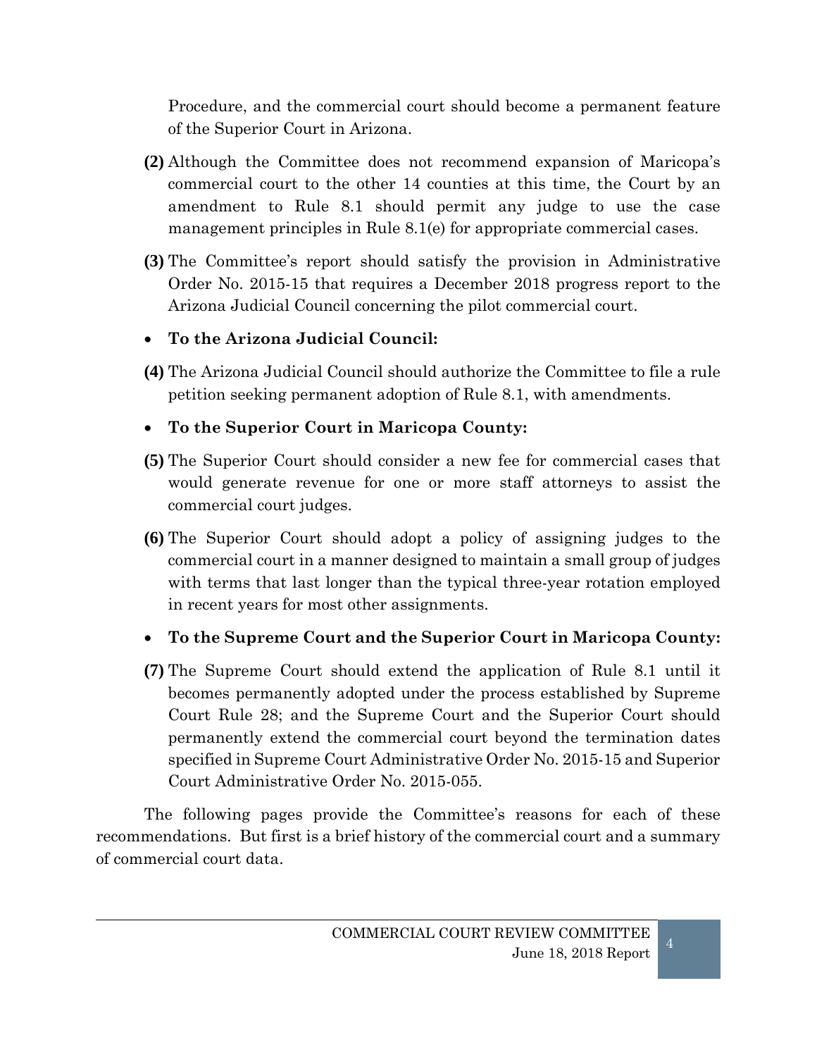Procedure, and the commercial court should become a permanent feature of the Superior Court in Arizona.

**(2)** Although the Committee does not recommend expansion of Maricopa's commercial court to the other 14 counties at this time, the Court by an amendment to Rule 8.1 should permit any judge to use the case management principles in Rule 8.1(e) for appropriate commercial cases.

**(3)** The Committee's report should satisfy the provision in Administrative Order No. 2015-15 that requires a December 2018 progress report to the Arizona Judicial Council concerning the pilot commercial court.

- **To the Arizona Judicial Council:**

**(4)** The Arizona Judicial Council should authorize the Committee to file a rule petition seeking permanent adoption of Rule 8.1, with amendments.

- **To the Superior Court in Maricopa County:**

**(5)** The Superior Court should consider a new fee for commercial cases that would generate revenue for one or more staff attorneys to assist the commercial court judges.

**(6)** The Superior Court should adopt a policy of assigning judges to the commercial court in a manner designed to maintain a small group of judges with terms that last longer than the typical three-year rotation employed in recent years for most other assignments.

- **To the Supreme Court and the Superior Court in Maricopa County:**

**(7)** The Supreme Court should extend the application of Rule 8.1 until it becomes permanently adopted under the process established by Supreme Court Rule 28; and the Supreme Court and the Superior Court should permanently extend the commercial court beyond the termination dates specified in Supreme Court Administrative Order No. 2015-15 and Superior Court Administrative Order No. 2015-055.

The following pages provide the Committee's reasons for each of these recommendations. But first is a brief history of the commercial court and a summary of commercial court data.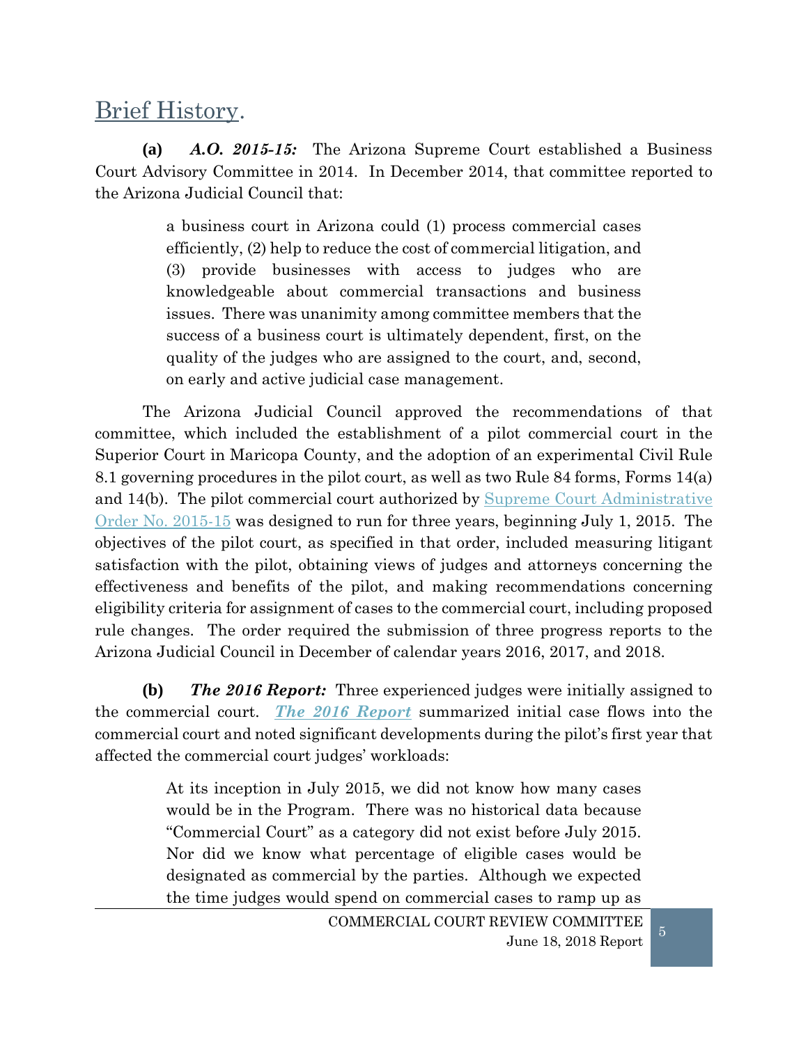## Brief History.

**(a)** ***A.O. 2015-15:*** The Arizona Supreme Court established a Business Court Advisory Committee in 2014. In December 2014, that committee reported to the Arizona Judicial Council that:

> a business court in Arizona could (1) process commercial cases efficiently, (2) help to reduce the cost of commercial litigation, and (3) provide businesses with access to judges who are knowledgeable about commercial transactions and business issues. There was unanimity among committee members that the success of a business court is ultimately dependent, first, on the quality of the judges who are assigned to the court, and, second, on early and active judicial case management.

The Arizona Judicial Council approved the recommendations of that committee, which included the establishment of a pilot commercial court in the Superior Court in Maricopa County, and the adoption of an experimental Civil Rule 8.1 governing procedures in the pilot court, as well as two Rule 84 forms, Forms 14(a) and 14(b). The pilot commercial court authorized by Supreme Court Administrative Order No. 2015-15 was designed to run for three years, beginning July 1, 2015. The objectives of the pilot court, as specified in that order, included measuring litigant satisfaction with the pilot, obtaining views of judges and attorneys concerning the effectiveness and benefits of the pilot, and making recommendations concerning eligibility criteria for assignment of cases to the commercial court, including proposed rule changes. The order required the submission of three progress reports to the Arizona Judicial Council in December of calendar years 2016, 2017, and 2018.

**(b)** ***The 2016 Report:*** Three experienced judges were initially assigned to the commercial court. ***The 2016 Report*** summarized initial case flows into the commercial court and noted significant developments during the pilot's first year that affected the commercial court judges' workloads:

> At its inception in July 2015, we did not know how many cases would be in the Program. There was no historical data because "Commercial Court" as a category did not exist before July 2015. Nor did we know what percentage of eligible cases would be designated as commercial by the parties. Although we expected the time judges would spend on commercial cases to ramp up as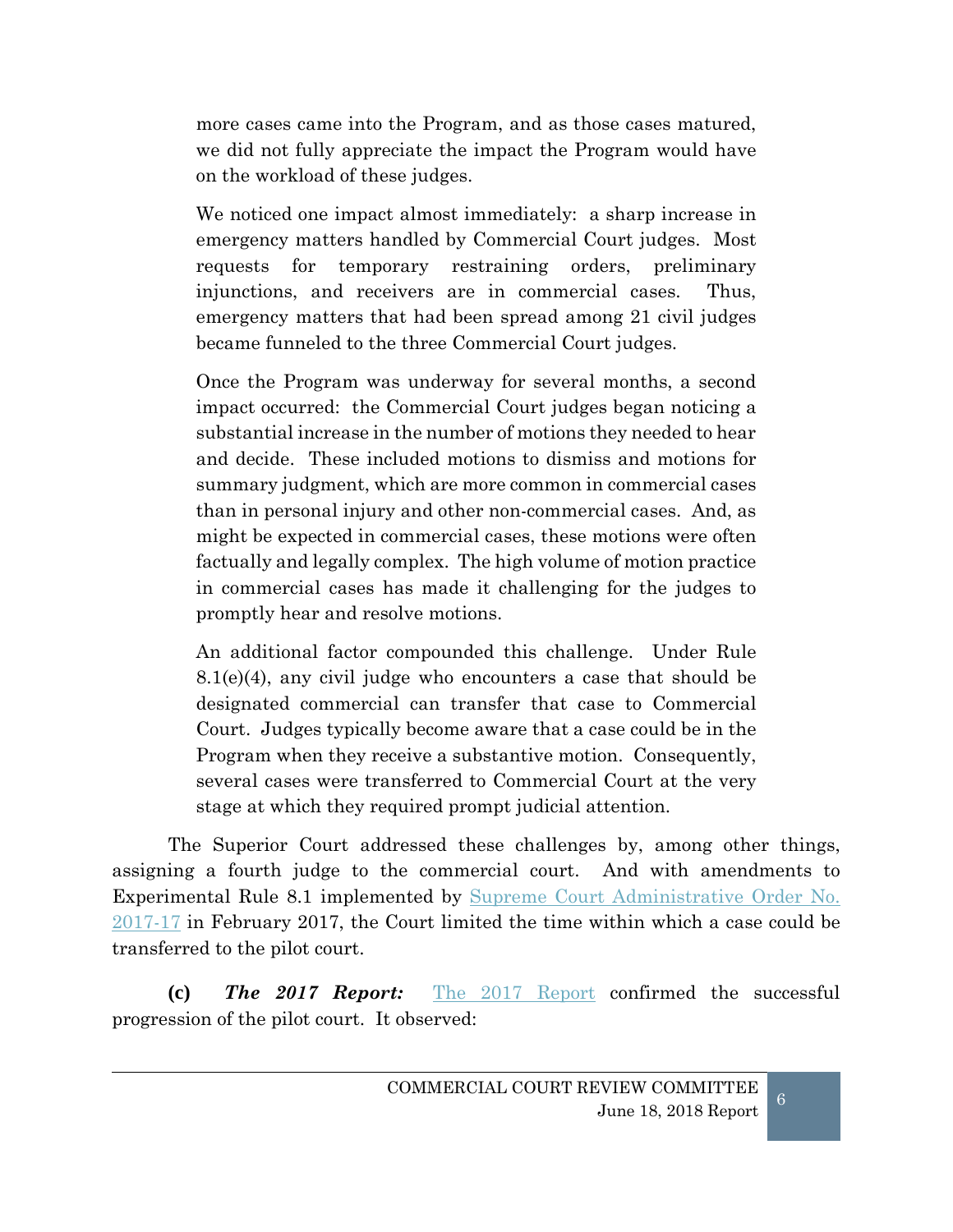> more cases came into the Program, and as those cases matured, we did not fully appreciate the impact the Program would have on the workload of these judges.
>
> We noticed one impact almost immediately: a sharp increase in emergency matters handled by Commercial Court judges. Most requests for temporary restraining orders, preliminary injunctions, and receivers are in commercial cases. Thus, emergency matters that had been spread among 21 civil judges became funneled to the three Commercial Court judges.
>
> Once the Program was underway for several months, a second impact occurred: the Commercial Court judges began noticing a substantial increase in the number of motions they needed to hear and decide. These included motions to dismiss and motions for summary judgment, which are more common in commercial cases than in personal injury and other non-commercial cases. And, as might be expected in commercial cases, these motions were often factually and legally complex. The high volume of motion practice in commercial cases has made it challenging for the judges to promptly hear and resolve motions.
>
> An additional factor compounded this challenge. Under Rule 8.1(e)(4), any civil judge who encounters a case that should be designated commercial can transfer that case to Commercial Court. Judges typically become aware that a case could be in the Program when they receive a substantive motion. Consequently, several cases were transferred to Commercial Court at the very stage at which they required prompt judicial attention.

The Superior Court addressed these challenges by, among other things, assigning a fourth judge to the commercial court. And with amendments to Experimental Rule 8.1 implemented by Supreme Court Administrative Order No. 2017-17 in February 2017, the Court limited the time within which a case could be transferred to the pilot court.

**(c)** ***The 2017 Report:*** The 2017 Report confirmed the successful progression of the pilot court. It observed: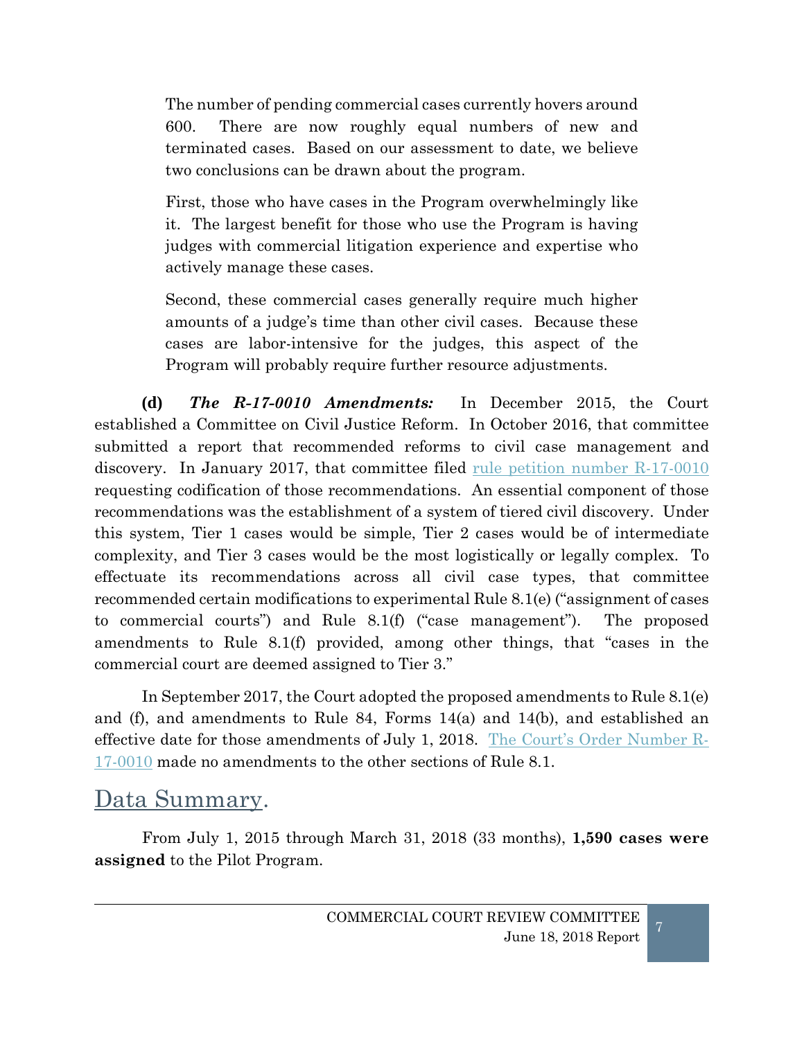> The number of pending commercial cases currently hovers around 600. There are now roughly equal numbers of new and terminated cases. Based on our assessment to date, we believe two conclusions can be drawn about the program.
>
> First, those who have cases in the Program overwhelmingly like it. The largest benefit for those who use the Program is having judges with commercial litigation experience and expertise who actively manage these cases.
>
> Second, these commercial cases generally require much higher amounts of a judge's time than other civil cases. Because these cases are labor-intensive for the judges, this aspect of the Program will probably require further resource adjustments.

**(d)** ***The R-17-0010 Amendments:*** In December 2015, the Court established a Committee on Civil Justice Reform. In October 2016, that committee submitted a report that recommended reforms to civil case management and discovery. In January 2017, that committee filed rule petition number R-17-0010 requesting codification of those recommendations. An essential component of those recommendations was the establishment of a system of tiered civil discovery. Under this system, Tier 1 cases would be simple, Tier 2 cases would be of intermediate complexity, and Tier 3 cases would be the most logistically or legally complex. To effectuate its recommendations across all civil case types, that committee recommended certain modifications to experimental Rule 8.1(e) ("assignment of cases to commercial courts") and Rule 8.1(f) ("case management"). The proposed amendments to Rule 8.1(f) provided, among other things, that "cases in the commercial court are deemed assigned to Tier 3."

In September 2017, the Court adopted the proposed amendments to Rule 8.1(e) and (f), and amendments to Rule 84, Forms 14(a) and 14(b), and established an effective date for those amendments of July 1, 2018. The Court's Order Number R-17-0010 made no amendments to the other sections of Rule 8.1.

## Data Summary.

From July 1, 2015 through March 31, 2018 (33 months), **1,590 cases were assigned** to the Pilot Program.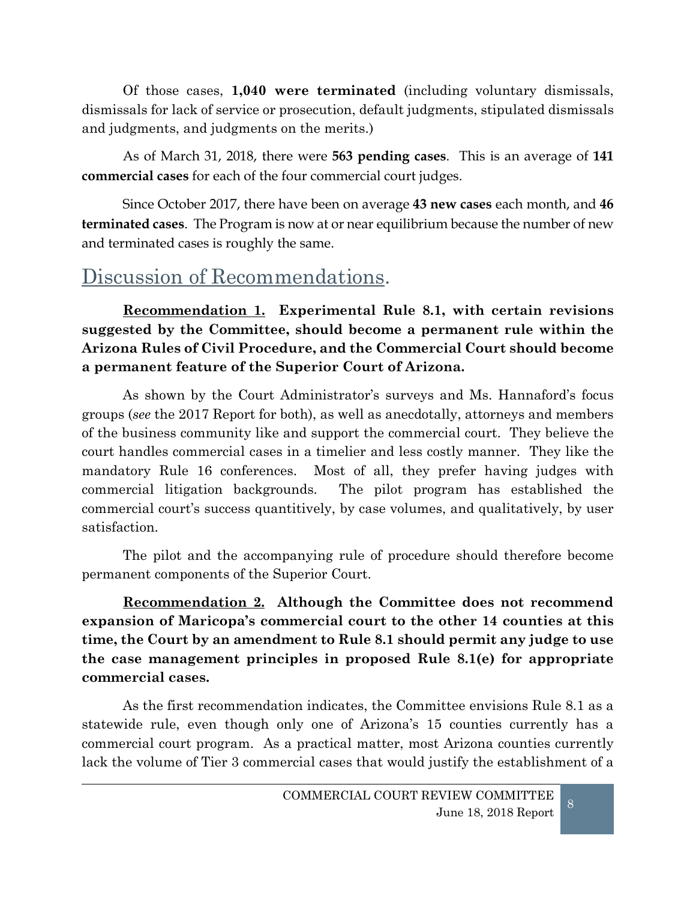Of those cases, **1,040 were terminated** (including voluntary dismissals, dismissals for lack of service or prosecution, default judgments, stipulated dismissals and judgments, and judgments on the merits.)

As of March 31, 2018, there were **563 pending cases**. This is an average of **141 commercial cases** for each of the four commercial court judges.

Since October 2017, there have been on average **43 new cases** each month, and **46 terminated cases**. The Program is now at or near equilibrium because the number of new and terminated cases is roughly the same.

## Discussion of Recommendations.

**Recommendation 1. Experimental Rule 8.1, with certain revisions suggested by the Committee, should become a permanent rule within the Arizona Rules of Civil Procedure, and the Commercial Court should become a permanent feature of the Superior Court of Arizona.**

As shown by the Court Administrator's surveys and Ms. Hannaford's focus groups (*see* the 2017 Report for both), as well as anecdotally, attorneys and members of the business community like and support the commercial court. They believe the court handles commercial cases in a timelier and less costly manner. They like the mandatory Rule 16 conferences. Most of all, they prefer having judges with commercial litigation backgrounds. The pilot program has established the commercial court's success quantitively, by case volumes, and qualitatively, by user satisfaction.

The pilot and the accompanying rule of procedure should therefore become permanent components of the Superior Court.

**Recommendation 2. Although the Committee does not recommend expansion of Maricopa's commercial court to the other 14 counties at this time, the Court by an amendment to Rule 8.1 should permit any judge to use the case management principles in proposed Rule 8.1(e) for appropriate commercial cases.**

As the first recommendation indicates, the Committee envisions Rule 8.1 as a statewide rule, even though only one of Arizona's 15 counties currently has a commercial court program. As a practical matter, most Arizona counties currently lack the volume of Tier 3 commercial cases that would justify the establishment of a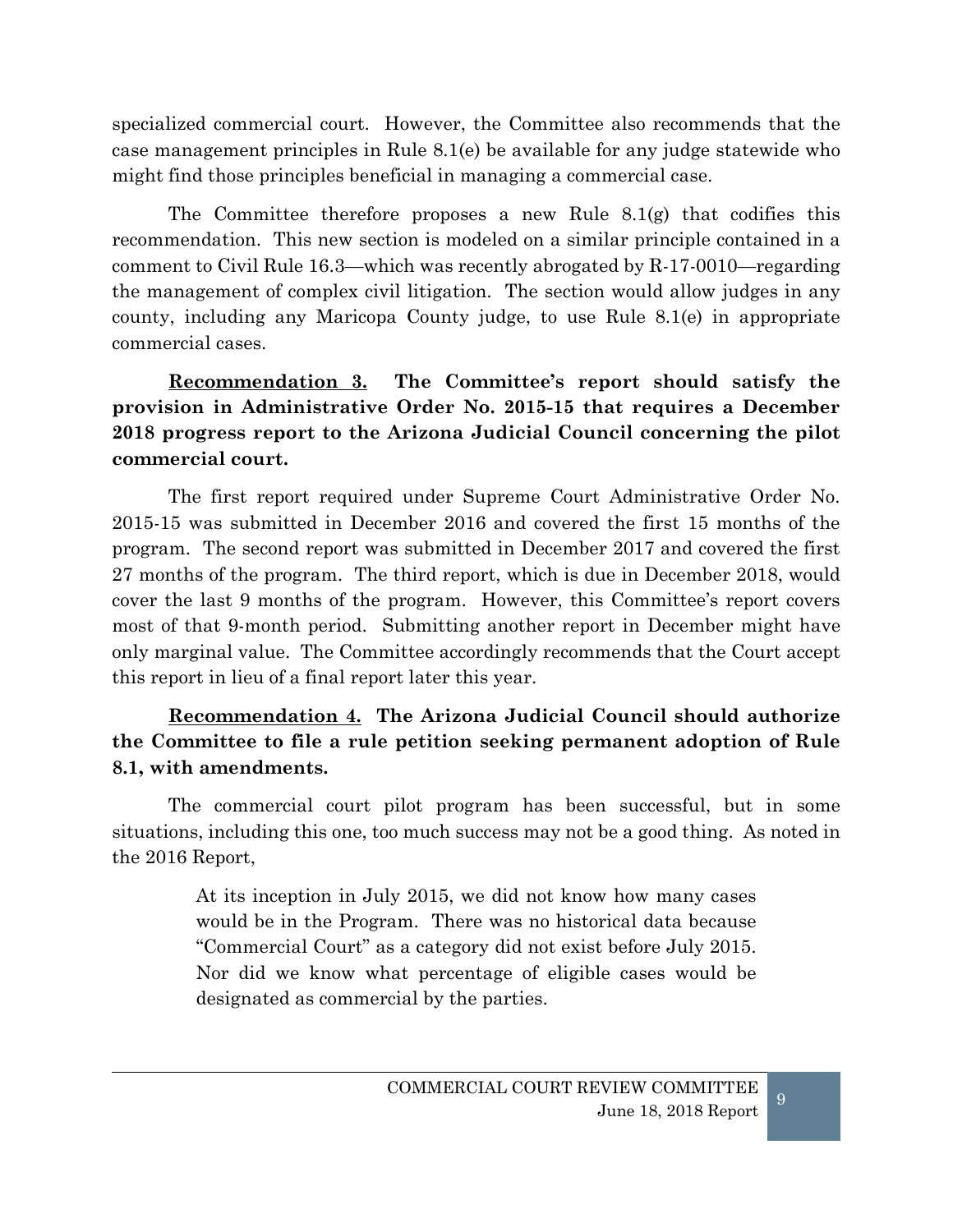specialized commercial court. However, the Committee also recommends that the case management principles in Rule 8.1(e) be available for any judge statewide who might find those principles beneficial in managing a commercial case.

The Committee therefore proposes a new Rule 8.1(g) that codifies this recommendation. This new section is modeled on a similar principle contained in a comment to Civil Rule 16.3—which was recently abrogated by R-17-0010—regarding the management of complex civil litigation. The section would allow judges in any county, including any Maricopa County judge, to use Rule 8.1(e) in appropriate commercial cases.

**Recommendation 3. The Committee's report should satisfy the provision in Administrative Order No. 2015-15 that requires a December 2018 progress report to the Arizona Judicial Council concerning the pilot commercial court.**

The first report required under Supreme Court Administrative Order No. 2015-15 was submitted in December 2016 and covered the first 15 months of the program. The second report was submitted in December 2017 and covered the first 27 months of the program. The third report, which is due in December 2018, would cover the last 9 months of the program. However, this Committee's report covers most of that 9-month period. Submitting another report in December might have only marginal value. The Committee accordingly recommends that the Court accept this report in lieu of a final report later this year.

**Recommendation 4. The Arizona Judicial Council should authorize the Committee to file a rule petition seeking permanent adoption of Rule 8.1, with amendments.**

The commercial court pilot program has been successful, but in some situations, including this one, too much success may not be a good thing. As noted in the 2016 Report,

> At its inception in July 2015, we did not know how many cases would be in the Program. There was no historical data because "Commercial Court" as a category did not exist before July 2015. Nor did we know what percentage of eligible cases would be designated as commercial by the parties.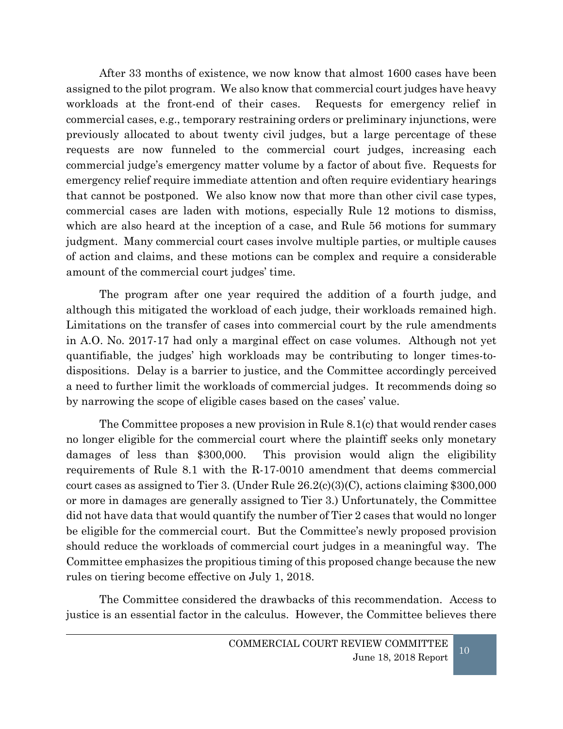After 33 months of existence, we now know that almost 1600 cases have been assigned to the pilot program. We also know that commercial court judges have heavy workloads at the front-end of their cases. Requests for emergency relief in commercial cases, e.g., temporary restraining orders or preliminary injunctions, were previously allocated to about twenty civil judges, but a large percentage of these requests are now funneled to the commercial court judges, increasing each commercial judge's emergency matter volume by a factor of about five. Requests for emergency relief require immediate attention and often require evidentiary hearings that cannot be postponed. We also know now that more than other civil case types, commercial cases are laden with motions, especially Rule 12 motions to dismiss, which are also heard at the inception of a case, and Rule 56 motions for summary judgment. Many commercial court cases involve multiple parties, or multiple causes of action and claims, and these motions can be complex and require a considerable amount of the commercial court judges' time.

The program after one year required the addition of a fourth judge, and although this mitigated the workload of each judge, their workloads remained high. Limitations on the transfer of cases into commercial court by the rule amendments in A.O. No. 2017-17 had only a marginal effect on case volumes. Although not yet quantifiable, the judges' high workloads may be contributing to longer times-to-dispositions. Delay is a barrier to justice, and the Committee accordingly perceived a need to further limit the workloads of commercial judges. It recommends doing so by narrowing the scope of eligible cases based on the cases' value.

The Committee proposes a new provision in Rule 8.1(c) that would render cases no longer eligible for the commercial court where the plaintiff seeks only monetary damages of less than $300,000. This provision would align the eligibility requirements of Rule 8.1 with the R-17-0010 amendment that deems commercial court cases as assigned to Tier 3. (Under Rule 26.2(c)(3)(C), actions claiming $300,000 or more in damages are generally assigned to Tier 3.) Unfortunately, the Committee did not have data that would quantify the number of Tier 2 cases that would no longer be eligible for the commercial court. But the Committee's newly proposed provision should reduce the workloads of commercial court judges in a meaningful way. The Committee emphasizes the propitious timing of this proposed change because the new rules on tiering become effective on July 1, 2018.

The Committee considered the drawbacks of this recommendation. Access to justice is an essential factor in the calculus. However, the Committee believes there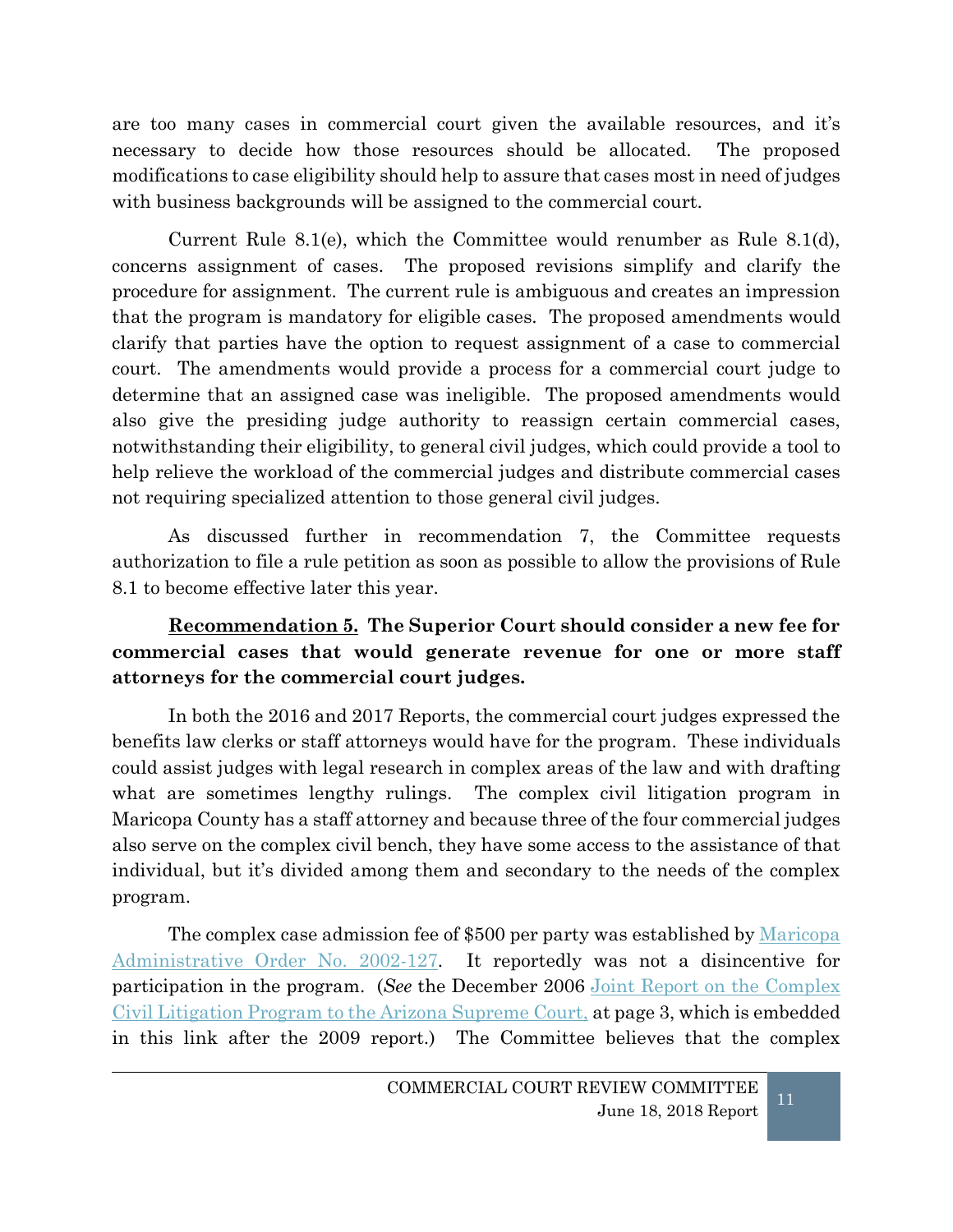are too many cases in commercial court given the available resources, and it's necessary to decide how those resources should be allocated. The proposed modifications to case eligibility should help to assure that cases most in need of judges with business backgrounds will be assigned to the commercial court.

Current Rule 8.1(e), which the Committee would renumber as Rule 8.1(d), concerns assignment of cases. The proposed revisions simplify and clarify the procedure for assignment. The current rule is ambiguous and creates an impression that the program is mandatory for eligible cases. The proposed amendments would clarify that parties have the option to request assignment of a case to commercial court. The amendments would provide a process for a commercial court judge to determine that an assigned case was ineligible. The proposed amendments would also give the presiding judge authority to reassign certain commercial cases, notwithstanding their eligibility, to general civil judges, which could provide a tool to help relieve the workload of the commercial judges and distribute commercial cases not requiring specialized attention to those general civil judges.

As discussed further in recommendation 7, the Committee requests authorization to file a rule petition as soon as possible to allow the provisions of Rule 8.1 to become effective later this year.

**<u>Recommendation 5.</u> The Superior Court should consider a new fee for commercial cases that would generate revenue for one or more staff attorneys for the commercial court judges.**

In both the 2016 and 2017 Reports, the commercial court judges expressed the benefits law clerks or staff attorneys would have for the program. These individuals could assist judges with legal research in complex areas of the law and with drafting what are sometimes lengthy rulings. The complex civil litigation program in Maricopa County has a staff attorney and because three of the four commercial judges also serve on the complex civil bench, they have some access to the assistance of that individual, but it's divided among them and secondary to the needs of the complex program.

The complex case admission fee of $500 per party was established by Maricopa Administrative Order No. 2002-127. It reportedly was not a disincentive for participation in the program. (*See* the December 2006 Joint Report on the Complex Civil Litigation Program to the Arizona Supreme Court, at page 3, which is embedded in this link after the 2009 report.) The Committee believes that the complex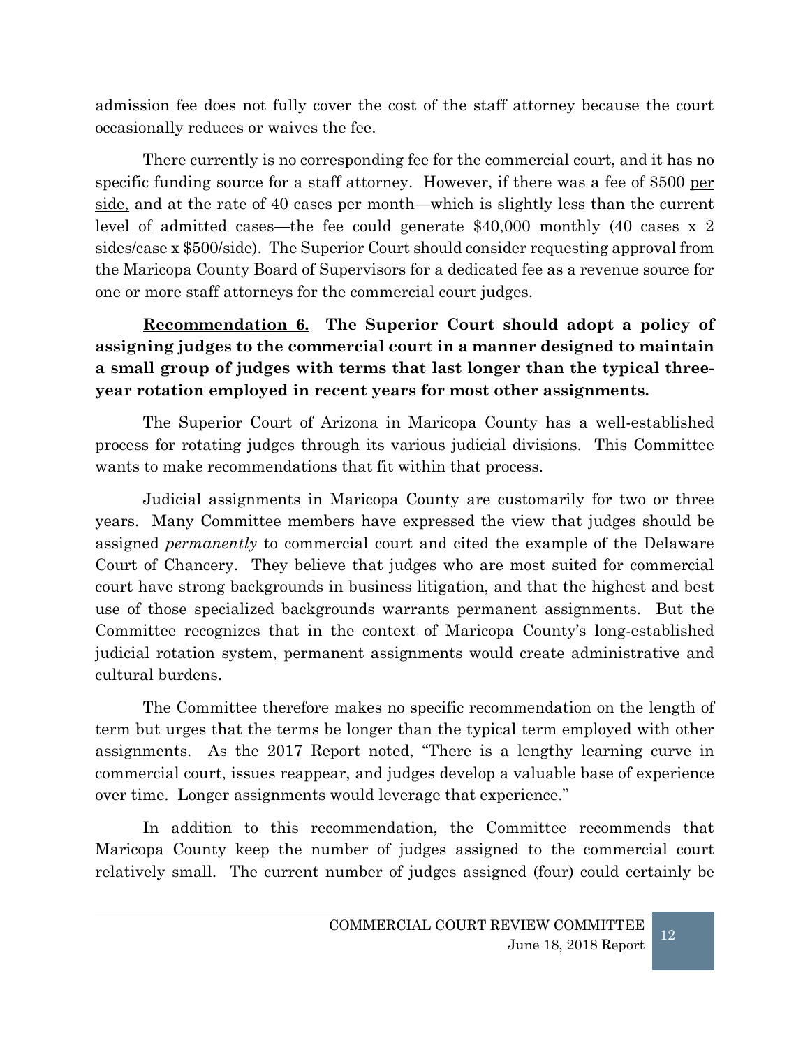admission fee does not fully cover the cost of the staff attorney because the court occasionally reduces or waives the fee.

There currently is no corresponding fee for the commercial court, and it has no specific funding source for a staff attorney. However, if there was a fee of $500 <u>per side,</u> and at the rate of 40 cases per month—which is slightly less than the current level of admitted cases—the fee could generate $40,000 monthly (40 cases x 2 sides/case x $500/side). The Superior Court should consider requesting approval from the Maricopa County Board of Supervisors for a dedicated fee as a revenue source for one or more staff attorneys for the commercial court judges.

**<u>Recommendation 6.</u> The Superior Court should adopt a policy of assigning judges to the commercial court in a manner designed to maintain a small group of judges with terms that last longer than the typical three-year rotation employed in recent years for most other assignments.**

The Superior Court of Arizona in Maricopa County has a well-established process for rotating judges through its various judicial divisions. This Committee wants to make recommendations that fit within that process.

Judicial assignments in Maricopa County are customarily for two or three years. Many Committee members have expressed the view that judges should be assigned *permanently* to commercial court and cited the example of the Delaware Court of Chancery. They believe that judges who are most suited for commercial court have strong backgrounds in business litigation, and that the highest and best use of those specialized backgrounds warrants permanent assignments. But the Committee recognizes that in the context of Maricopa County's long-established judicial rotation system, permanent assignments would create administrative and cultural burdens.

The Committee therefore makes no specific recommendation on the length of term but urges that the terms be longer than the typical term employed with other assignments. As the 2017 Report noted, "There is a lengthy learning curve in commercial court, issues reappear, and judges develop a valuable base of experience over time. Longer assignments would leverage that experience."

In addition to this recommendation, the Committee recommends that Maricopa County keep the number of judges assigned to the commercial court relatively small. The current number of judges assigned (four) could certainly be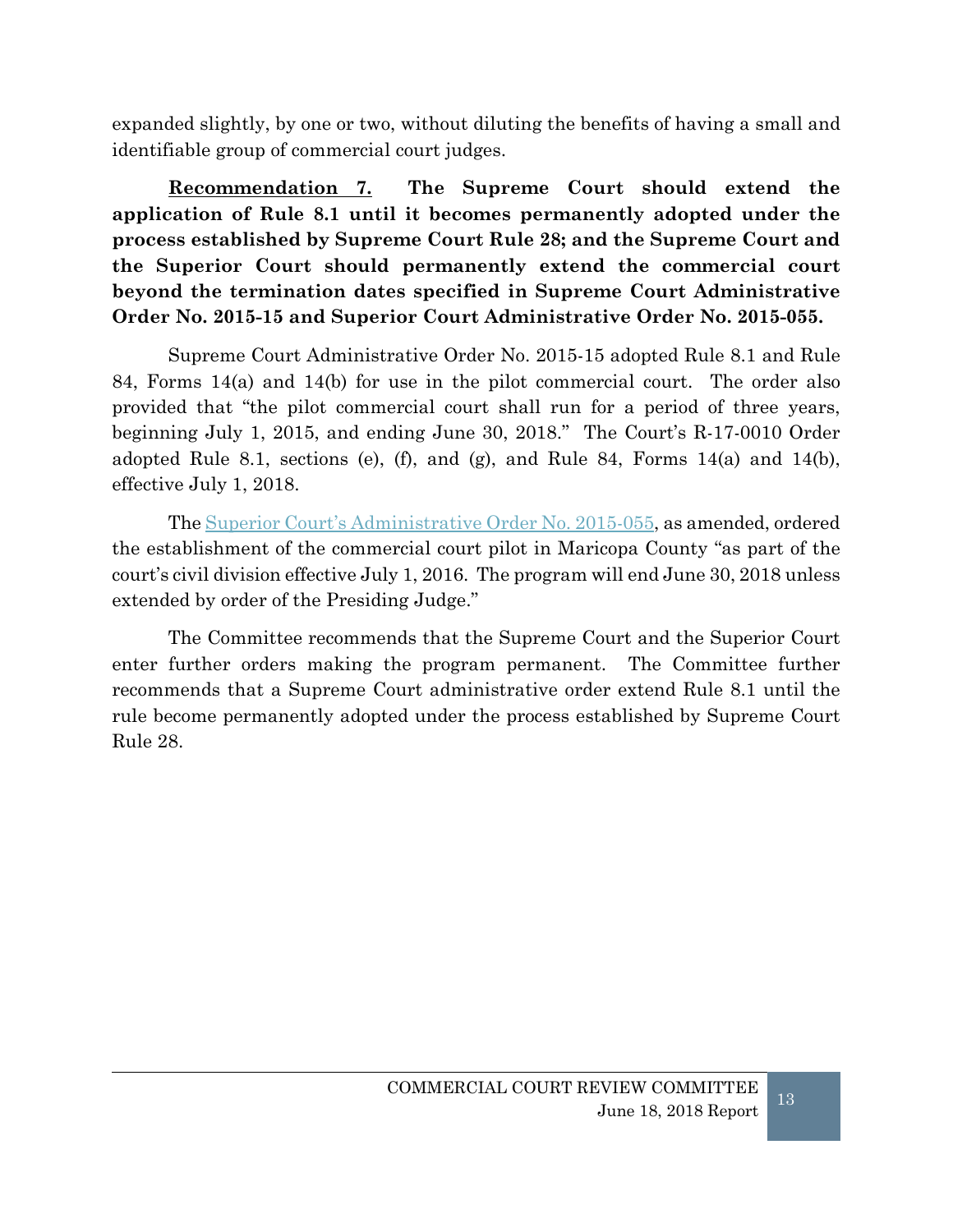expanded slightly, by one or two, without diluting the benefits of having a small and identifiable group of commercial court judges.

**<u>Recommendation 7.</u> The Supreme Court should extend the application of Rule 8.1 until it becomes permanently adopted under the process established by Supreme Court Rule 28; and the Supreme Court and the Superior Court should permanently extend the commercial court beyond the termination dates specified in Supreme Court Administrative Order No. 2015-15 and Superior Court Administrative Order No. 2015-055.**

Supreme Court Administrative Order No. 2015-15 adopted Rule 8.1 and Rule 84, Forms 14(a) and 14(b) for use in the pilot commercial court. The order also provided that "the pilot commercial court shall run for a period of three years, beginning July 1, 2015, and ending June 30, 2018." The Court's R-17-0010 Order adopted Rule 8.1, sections (e), (f), and (g), and Rule 84, Forms 14(a) and 14(b), effective July 1, 2018.

The Superior Court's Administrative Order No. 2015-055, as amended, ordered the establishment of the commercial court pilot in Maricopa County "as part of the court's civil division effective July 1, 2016. The program will end June 30, 2018 unless extended by order of the Presiding Judge."

The Committee recommends that the Supreme Court and the Superior Court enter further orders making the program permanent. The Committee further recommends that a Supreme Court administrative order extend Rule 8.1 until the rule become permanently adopted under the process established by Supreme Court Rule 28.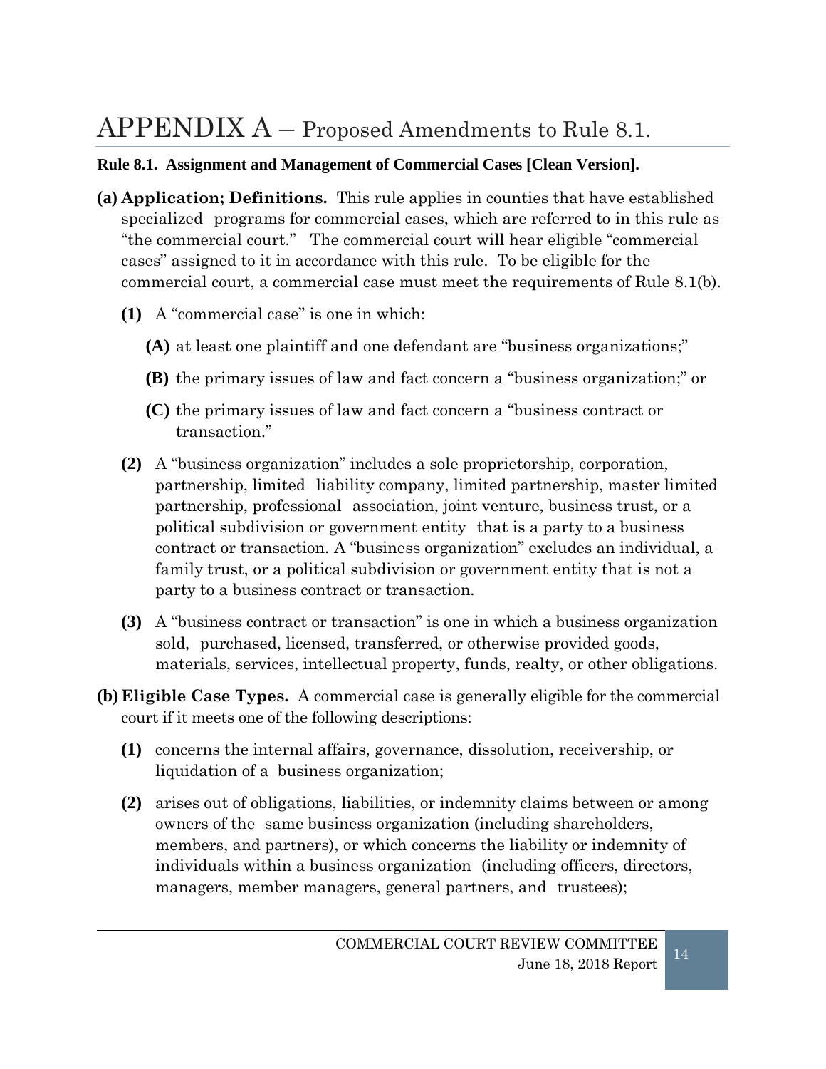# APPENDIX A – Proposed Amendments to Rule 8.1.

**Rule 8.1. Assignment and Management of Commercial Cases [Clean Version].**

**(a) Application; Definitions.** This rule applies in counties that have established specialized programs for commercial cases, which are referred to in this rule as "the commercial court." The commercial court will hear eligible "commercial cases" assigned to it in accordance with this rule. To be eligible for the commercial court, a commercial case must meet the requirements of Rule 8.1(b).

- **(1)** A "commercial case" is one in which:
  - **(A)** at least one plaintiff and one defendant are "business organizations;"
  - **(B)** the primary issues of law and fact concern a "business organization;" or
  - **(C)** the primary issues of law and fact concern a "business contract or transaction."
- **(2)** A "business organization" includes a sole proprietorship, corporation, partnership, limited liability company, limited partnership, master limited partnership, professional association, joint venture, business trust, or a political subdivision or government entity that is a party to a business contract or transaction. A "business organization" excludes an individual, a family trust, or a political subdivision or government entity that is not a party to a business contract or transaction.
- **(3)** A "business contract or transaction" is one in which a business organization sold, purchased, licensed, transferred, or otherwise provided goods, materials, services, intellectual property, funds, realty, or other obligations.

**(b) Eligible Case Types.** A commercial case is generally eligible for the commercial court if it meets one of the following descriptions:

- **(1)** concerns the internal affairs, governance, dissolution, receivership, or liquidation of a business organization;
- **(2)** arises out of obligations, liabilities, or indemnity claims between or among owners of the same business organization (including shareholders, members, and partners), or which concerns the liability or indemnity of individuals within a business organization (including officers, directors, managers, member managers, general partners, and trustees);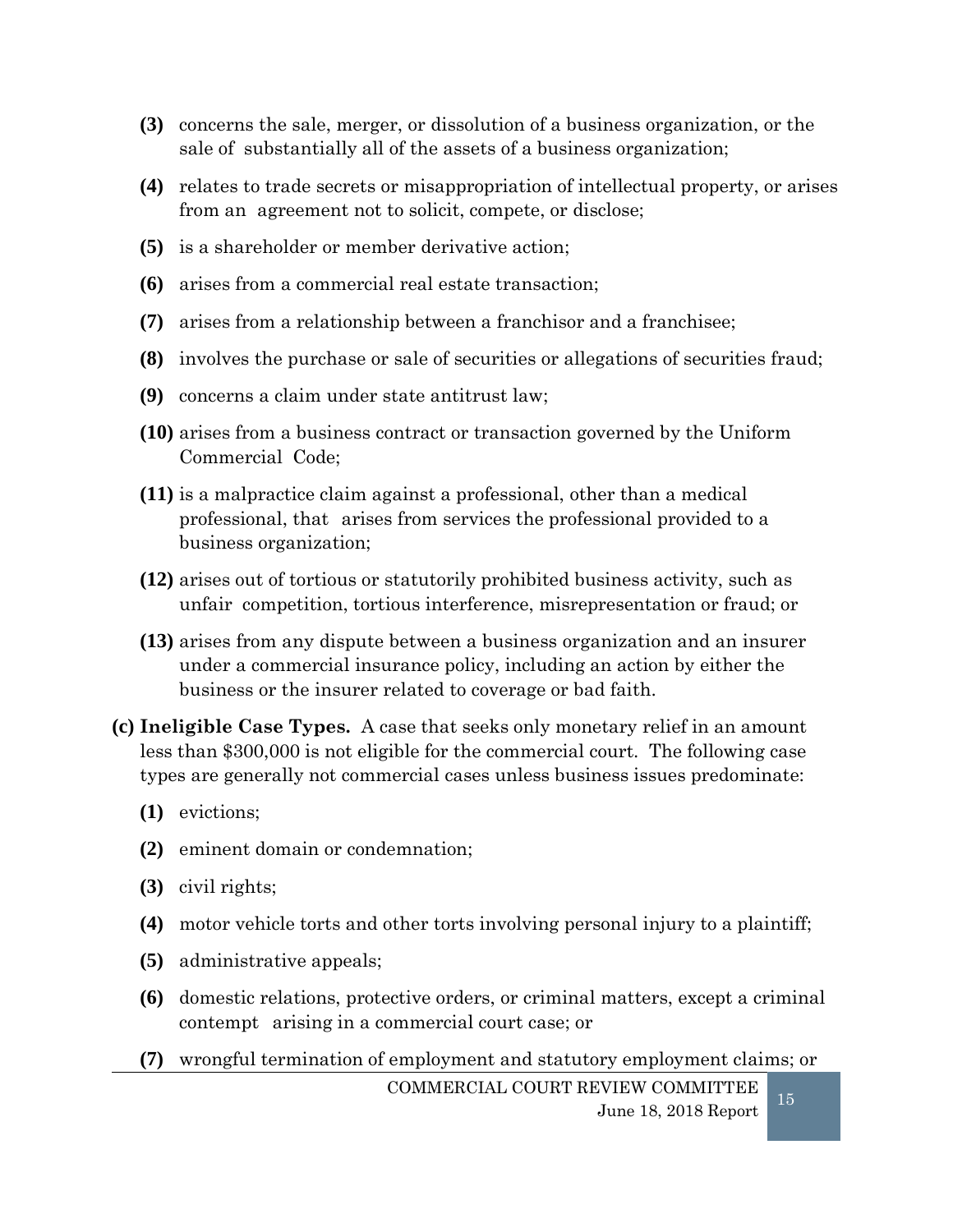**(3)** concerns the sale, merger, or dissolution of a business organization, or the sale of substantially all of the assets of a business organization;

**(4)** relates to trade secrets or misappropriation of intellectual property, or arises from an agreement not to solicit, compete, or disclose;

**(5)** is a shareholder or member derivative action;

**(6)** arises from a commercial real estate transaction;

**(7)** arises from a relationship between a franchisor and a franchisee;

**(8)** involves the purchase or sale of securities or allegations of securities fraud;

**(9)** concerns a claim under state antitrust law;

**(10)** arises from a business contract or transaction governed by the Uniform Commercial Code;

**(11)** is a malpractice claim against a professional, other than a medical professional, that arises from services the professional provided to a business organization;

**(12)** arises out of tortious or statutorily prohibited business activity, such as unfair competition, tortious interference, misrepresentation or fraud; or

**(13)** arises from any dispute between a business organization and an insurer under a commercial insurance policy, including an action by either the business or the insurer related to coverage or bad faith.

**(c) Ineligible Case Types.** A case that seeks only monetary relief in an amount less than $300,000 is not eligible for the commercial court. The following case types are generally not commercial cases unless business issues predominate:

**(1)** evictions;

**(2)** eminent domain or condemnation;

**(3)** civil rights;

**(4)** motor vehicle torts and other torts involving personal injury to a plaintiff;

**(5)** administrative appeals;

**(6)** domestic relations, protective orders, or criminal matters, except a criminal contempt arising in a commercial court case; or

**(7)** wrongful termination of employment and statutory employment claims; or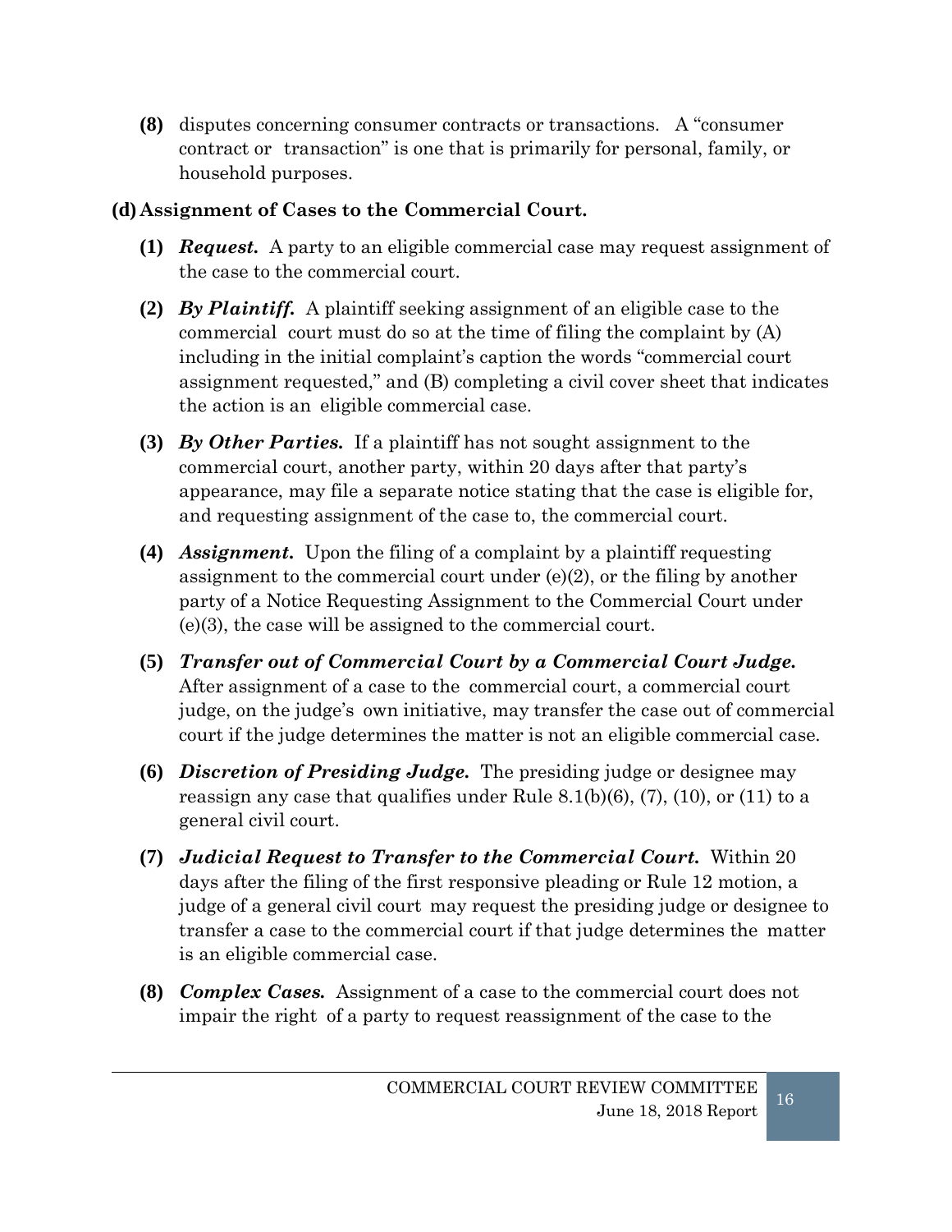**(8)** disputes concerning consumer contracts or transactions. A "consumer contract or transaction" is one that is primarily for personal, family, or household purposes.

**(d) Assignment of Cases to the Commercial Court.**

**(1)** ***Request.*** A party to an eligible commercial case may request assignment of the case to the commercial court.

**(2)** ***By Plaintiff.*** A plaintiff seeking assignment of an eligible case to the commercial court must do so at the time of filing the complaint by (A) including in the initial complaint's caption the words "commercial court assignment requested," and (B) completing a civil cover sheet that indicates the action is an eligible commercial case.

**(3)** ***By Other Parties.*** If a plaintiff has not sought assignment to the commercial court, another party, within 20 days after that party's appearance, may file a separate notice stating that the case is eligible for, and requesting assignment of the case to, the commercial court.

**(4)** ***Assignment.*** Upon the filing of a complaint by a plaintiff requesting assignment to the commercial court under (e)(2), or the filing by another party of a Notice Requesting Assignment to the Commercial Court under (e)(3), the case will be assigned to the commercial court.

**(5)** ***Transfer out of Commercial Court by a Commercial Court Judge.*** After assignment of a case to the commercial court, a commercial court judge, on the judge's own initiative, may transfer the case out of commercial court if the judge determines the matter is not an eligible commercial case.

**(6)** ***Discretion of Presiding Judge.*** The presiding judge or designee may reassign any case that qualifies under Rule 8.1(b)(6), (7), (10), or (11) to a general civil court.

**(7)** ***Judicial Request to Transfer to the Commercial Court.*** Within 20 days after the filing of the first responsive pleading or Rule 12 motion, a judge of a general civil court may request the presiding judge or designee to transfer a case to the commercial court if that judge determines the matter is an eligible commercial case.

**(8)** ***Complex Cases.*** Assignment of a case to the commercial court does not impair the right of a party to request reassignment of the case to the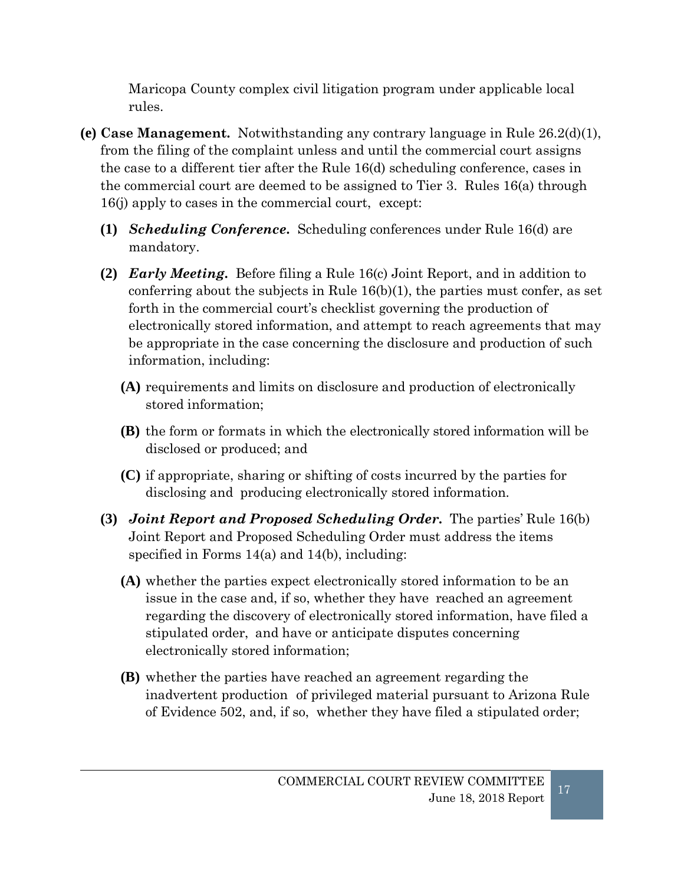Maricopa County complex civil litigation program under applicable local rules.

**(e) Case Management.** Notwithstanding any contrary language in Rule 26.2(d)(1), from the filing of the complaint unless and until the commercial court assigns the case to a different tier after the Rule 16(d) scheduling conference, cases in the commercial court are deemed to be assigned to Tier 3. Rules 16(a) through 16(j) apply to cases in the commercial court, except:

**(1)** ***Scheduling Conference.*** Scheduling conferences under Rule 16(d) are mandatory.

**(2)** ***Early Meeting.*** Before filing a Rule 16(c) Joint Report, and in addition to conferring about the subjects in Rule 16(b)(1), the parties must confer, as set forth in the commercial court's checklist governing the production of electronically stored information, and attempt to reach agreements that may be appropriate in the case concerning the disclosure and production of such information, including:

**(A)** requirements and limits on disclosure and production of electronically stored information;

**(B)** the form or formats in which the electronically stored information will be disclosed or produced; and

**(C)** if appropriate, sharing or shifting of costs incurred by the parties for disclosing and producing electronically stored information.

**(3)** ***Joint Report and Proposed Scheduling Order.*** The parties' Rule 16(b) Joint Report and Proposed Scheduling Order must address the items specified in Forms 14(a) and 14(b), including:

**(A)** whether the parties expect electronically stored information to be an issue in the case and, if so, whether they have reached an agreement regarding the discovery of electronically stored information, have filed a stipulated order, and have or anticipate disputes concerning electronically stored information;

**(B)** whether the parties have reached an agreement regarding the inadvertent production of privileged material pursuant to Arizona Rule of Evidence 502, and, if so, whether they have filed a stipulated order;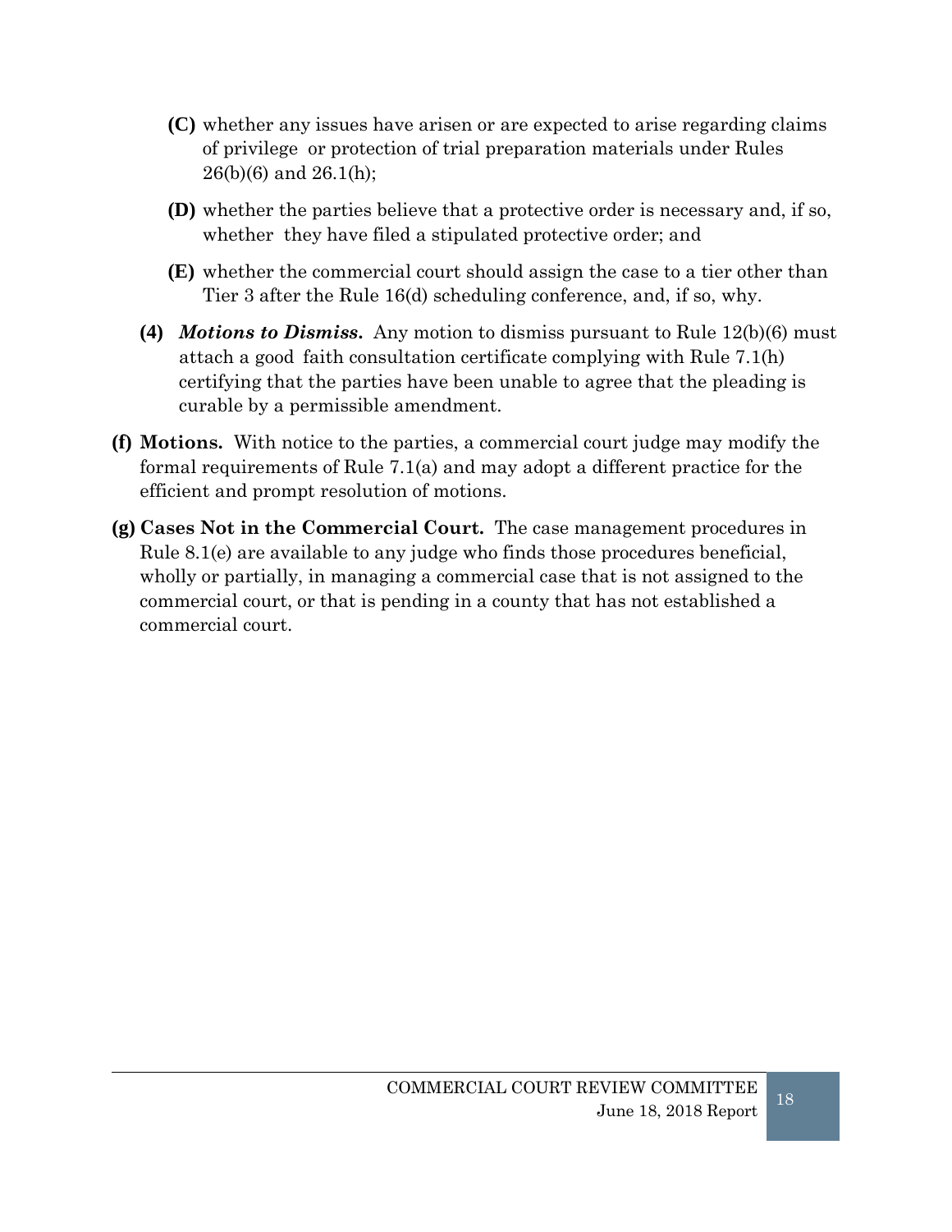**(C)** whether any issues have arisen or are expected to arise regarding claims of privilege or protection of trial preparation materials under Rules 26(b)(6) and 26.1(h);

**(D)** whether the parties believe that a protective order is necessary and, if so, whether they have filed a stipulated protective order; and

**(E)** whether the commercial court should assign the case to a tier other than Tier 3 after the Rule 16(d) scheduling conference, and, if so, why.

**(4)** ***Motions to Dismiss.*** Any motion to dismiss pursuant to Rule 12(b)(6) must attach a good faith consultation certificate complying with Rule 7.1(h) certifying that the parties have been unable to agree that the pleading is curable by a permissible amendment.

**(f) Motions.** With notice to the parties, a commercial court judge may modify the formal requirements of Rule 7.1(a) and may adopt a different practice for the efficient and prompt resolution of motions.

**(g) Cases Not in the Commercial Court.** The case management procedures in Rule 8.1(e) are available to any judge who finds those procedures beneficial, wholly or partially, in managing a commercial case that is not assigned to the commercial court, or that is pending in a county that has not established a commercial court.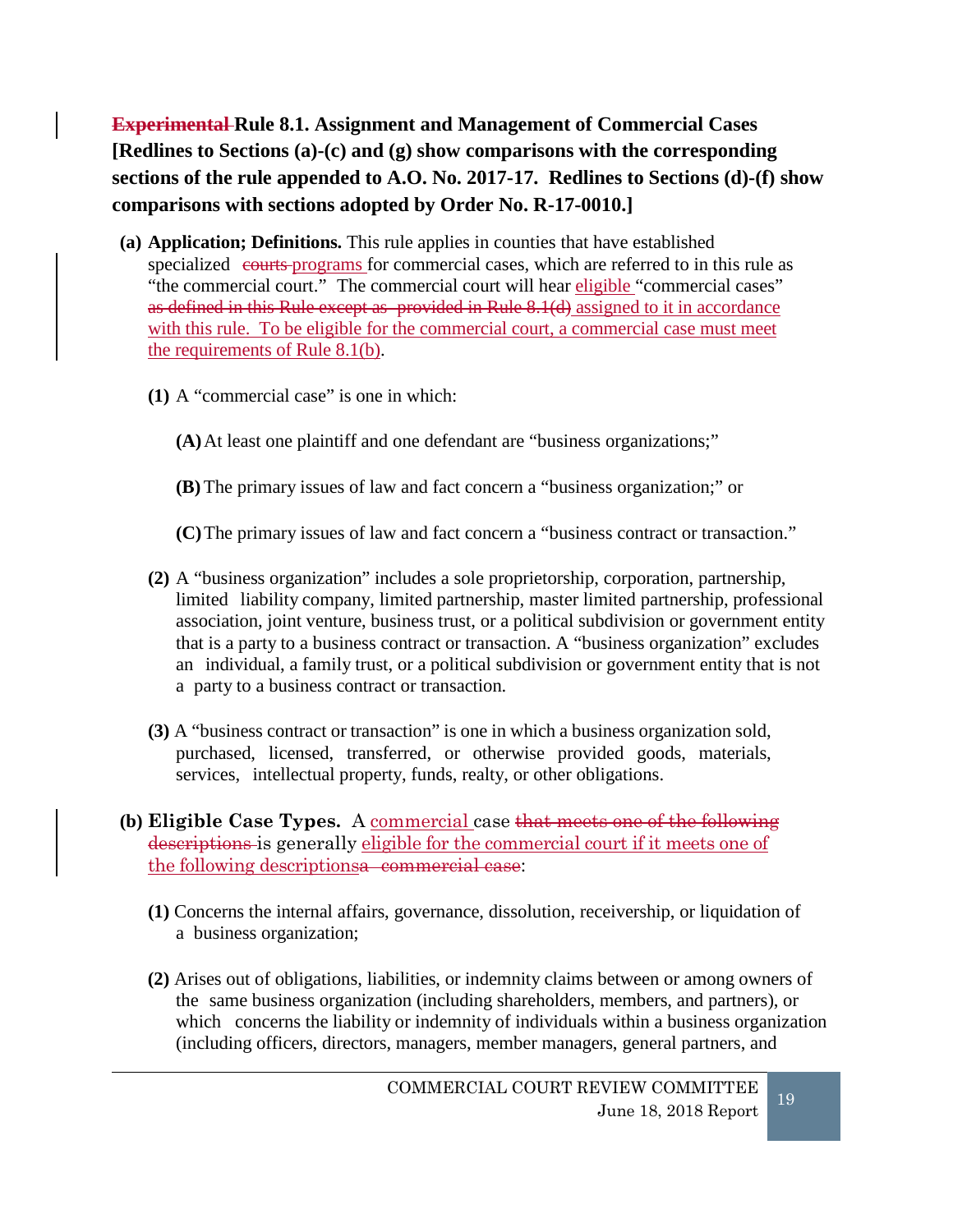~~Experimental~~ **Rule 8.1. Assignment and Management of Commercial Cases [Redlines to Sections (a)-(c) and (g) show comparisons with the corresponding sections of the rule appended to A.O. No. 2017-17. Redlines to Sections (d)-(f) show comparisons with sections adopted by Order No. R-17-0010.]**

**(a) Application; Definitions.** This rule applies in counties that have established specialized ~~courts~~ <u>programs</u> for commercial cases, which are referred to in this rule as "the commercial court." The commercial court will hear <u>eligible</u> "commercial cases" ~~as defined in this Rule except as provided in Rule 8.1(d)~~ <u>assigned to it in accordance with this rule. To be eligible for the commercial court, a commercial case must meet the requirements of Rule 8.1(b)</u>.

**(1)** A "commercial case" is one in which:

**(A)** At least one plaintiff and one defendant are "business organizations;"

**(B)** The primary issues of law and fact concern a "business organization;" or

**(C)** The primary issues of law and fact concern a "business contract or transaction."

**(2)** A "business organization" includes a sole proprietorship, corporation, partnership, limited liability company, limited partnership, master limited partnership, professional association, joint venture, business trust, or a political subdivision or government entity that is a party to a business contract or transaction. A "business organization" excludes an individual, a family trust, or a political subdivision or government entity that is not a party to a business contract or transaction.

**(3)** A "business contract or transaction" is one in which a business organization sold, purchased, licensed, transferred, or otherwise provided goods, materials, services, intellectual property, funds, realty, or other obligations.

**(b) Eligible Case Types.** A <u>commercial</u> case ~~that meets one of the following descriptions~~ is generally <u>eligible for the commercial court if it meets one of the following descriptions</u>~~a commercial case~~:

**(1)** Concerns the internal affairs, governance, dissolution, receivership, or liquidation of a business organization;

**(2)** Arises out of obligations, liabilities, or indemnity claims between or among owners of the same business organization (including shareholders, members, and partners), or which concerns the liability or indemnity of individuals within a business organization (including officers, directors, managers, member managers, general partners, and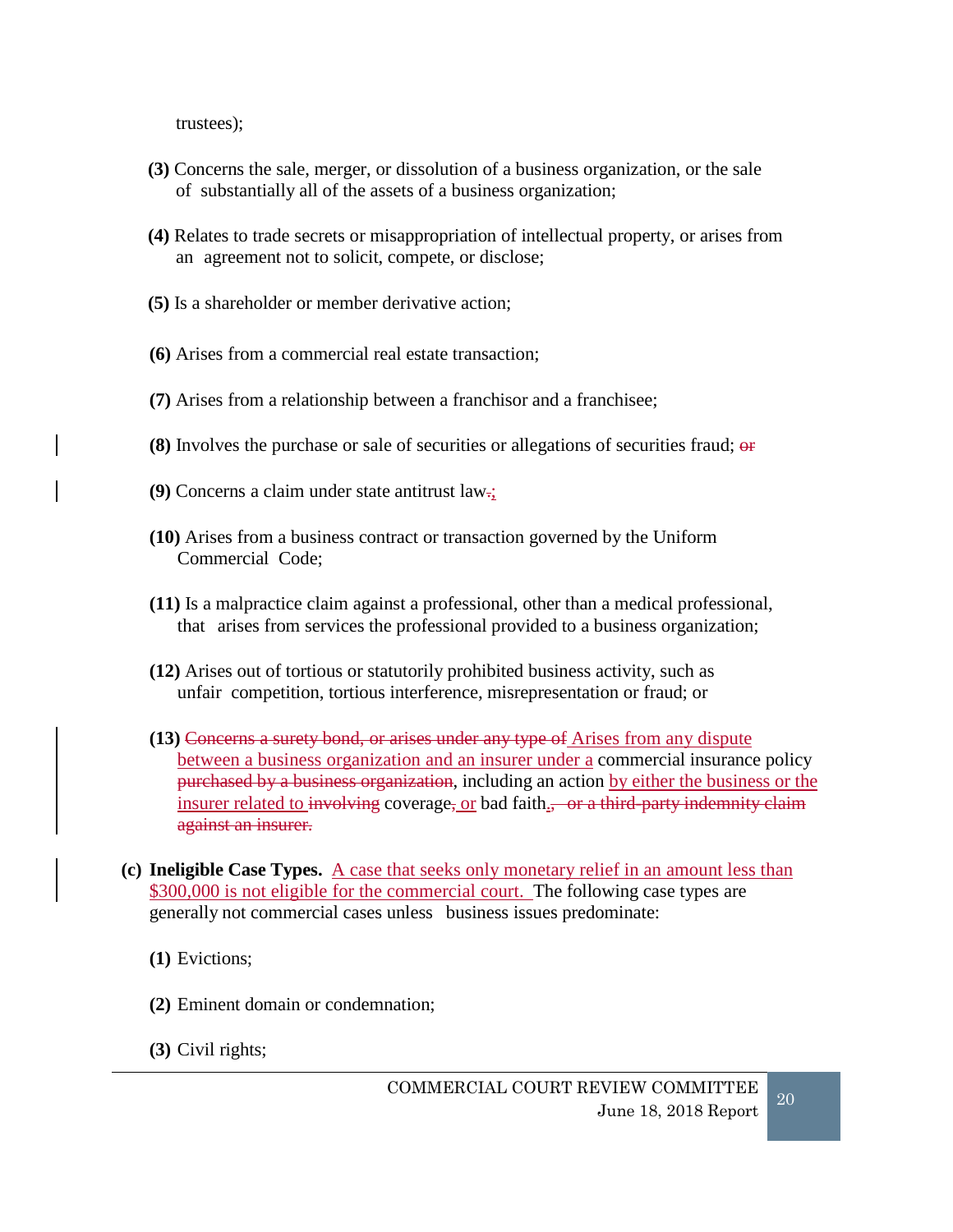trustees);

**(3)** Concerns the sale, merger, or dissolution of a business organization, or the sale of substantially all of the assets of a business organization;

**(4)** Relates to trade secrets or misappropriation of intellectual property, or arises from an agreement not to solicit, compete, or disclose;

**(5)** Is a shareholder or member derivative action;

**(6)** Arises from a commercial real estate transaction;

**(7)** Arises from a relationship between a franchisor and a franchisee;

**(8)** Involves the purchase or sale of securities or allegations of securities fraud; ~~or~~

**(9)** Concerns a claim under state antitrust law~~.~~;

**(10)** Arises from a business contract or transaction governed by the Uniform Commercial Code;

**(11)** Is a malpractice claim against a professional, other than a medical professional, that arises from services the professional provided to a business organization;

**(12)** Arises out of tortious or statutorily prohibited business activity, such as unfair competition, tortious interference, misrepresentation or fraud; or

**(13)** ~~Concerns a surety bond, or arises under any type of~~ Arises from any dispute between a business organization and an insurer under a commercial insurance policy ~~purchased by a business organization~~, including an action by either the business or the insurer related to ~~involving~~ coverage~~,~~ or bad faith.~~, or a third-party indemnity claim against an insurer.~~

**(c) Ineligible Case Types.** A case that seeks only monetary relief in an amount less than $300,000 is not eligible for the commercial court. The following case types are generally not commercial cases unless business issues predominate:

**(1)** Evictions;

**(2)** Eminent domain or condemnation;

**(3)** Civil rights;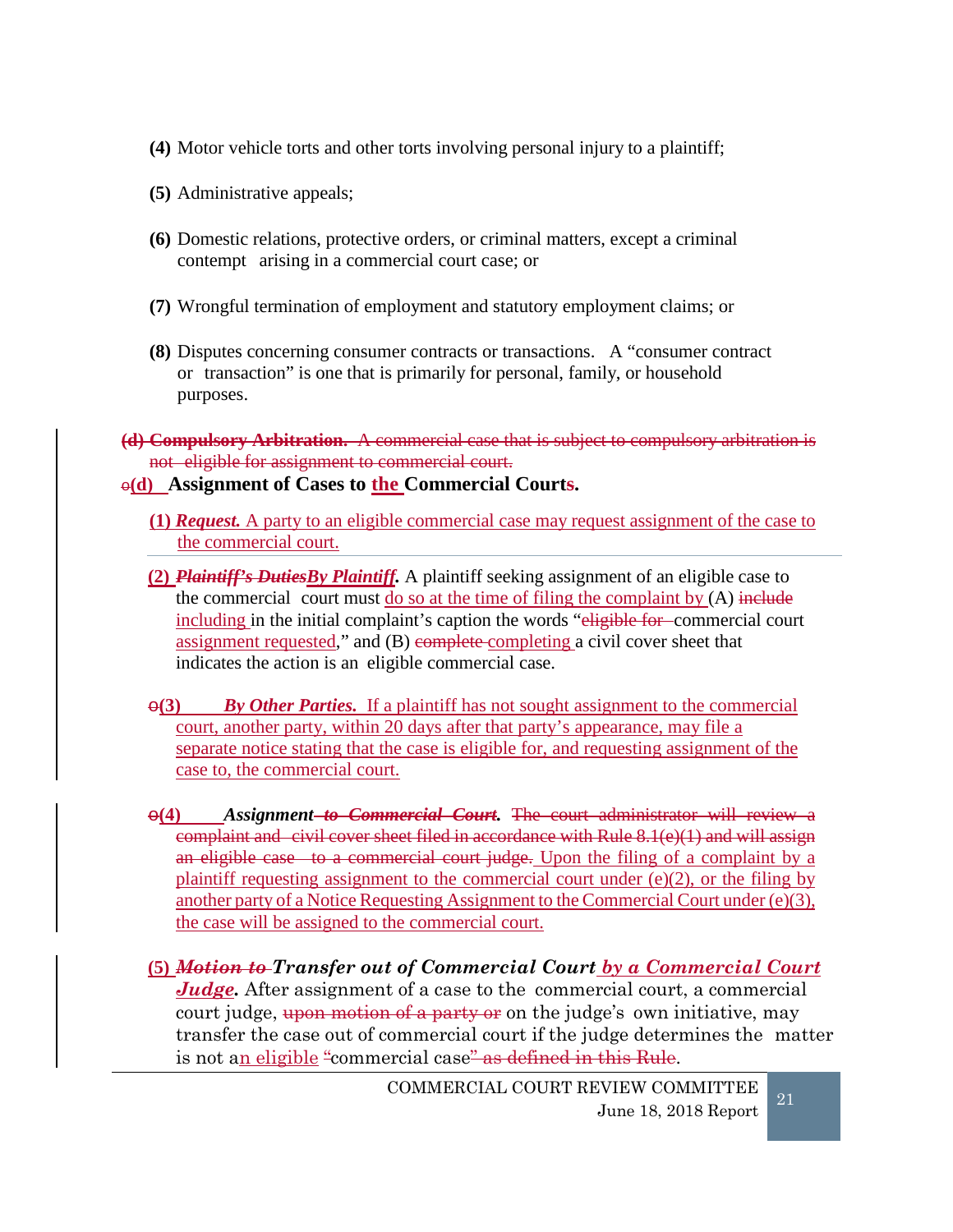**(4)** Motor vehicle torts and other torts involving personal injury to a plaintiff;

**(5)** Administrative appeals;

**(6)** Domestic relations, protective orders, or criminal matters, except a criminal contempt arising in a commercial court case; or

**(7)** Wrongful termination of employment and statutory employment claims; or

**(8)** Disputes concerning consumer contracts or transactions. A "consumer contract or transaction" is one that is primarily for personal, family, or household purposes.

~~**(d) Compulsory Arbitration.** A commercial case that is subject to compulsory arbitration is not eligible for assignment to commercial court.~~

~~e~~**(d) Assignment of Cases to the Commercial Courts.**

**(1)** ***Request.*** A party to an eligible commercial case may request assignment of the case to the commercial court.

**(2)** ~~***Plaintiff's Duties***~~***By Plaintiff.*** A plaintiff seeking assignment of an eligible case to the commercial court must do so at the time of filing the complaint by (A) ~~include~~ including in the initial complaint's caption the words "~~eligible for~~ commercial court assignment requested," and (B) ~~complete~~ completing a civil cover sheet that indicates the action is an eligible commercial case.

~~e~~**(3)** ***By Other Parties.*** If a plaintiff has not sought assignment to the commercial court, another party, within 20 days after that party's appearance, may file a separate notice stating that the case is eligible for, and requesting assignment of the case to, the commercial court.

~~e~~**(4)** ***Assignment*** ~~***to Commercial Court.***~~ ~~The court administrator will review a complaint and civil cover sheet filed in accordance with Rule 8.1(e)(1) and will assign an eligible case to a commercial court judge.~~ Upon the filing of a complaint by a plaintiff requesting assignment to the commercial court under (e)(2), or the filing by another party of a Notice Requesting Assignment to the Commercial Court under (e)(3), the case will be assigned to the commercial court.

**(5)** ~~***Motion to***~~ ***Transfer out of Commercial Court by a Commercial Court Judge.*** After assignment of a case to the commercial court, a commercial court judge, ~~upon motion of a party or~~ on the judge's own initiative, may transfer the case out of commercial court if the judge determines the matter is not an eligible ~~"~~commercial case~~" as defined in this Rule~~.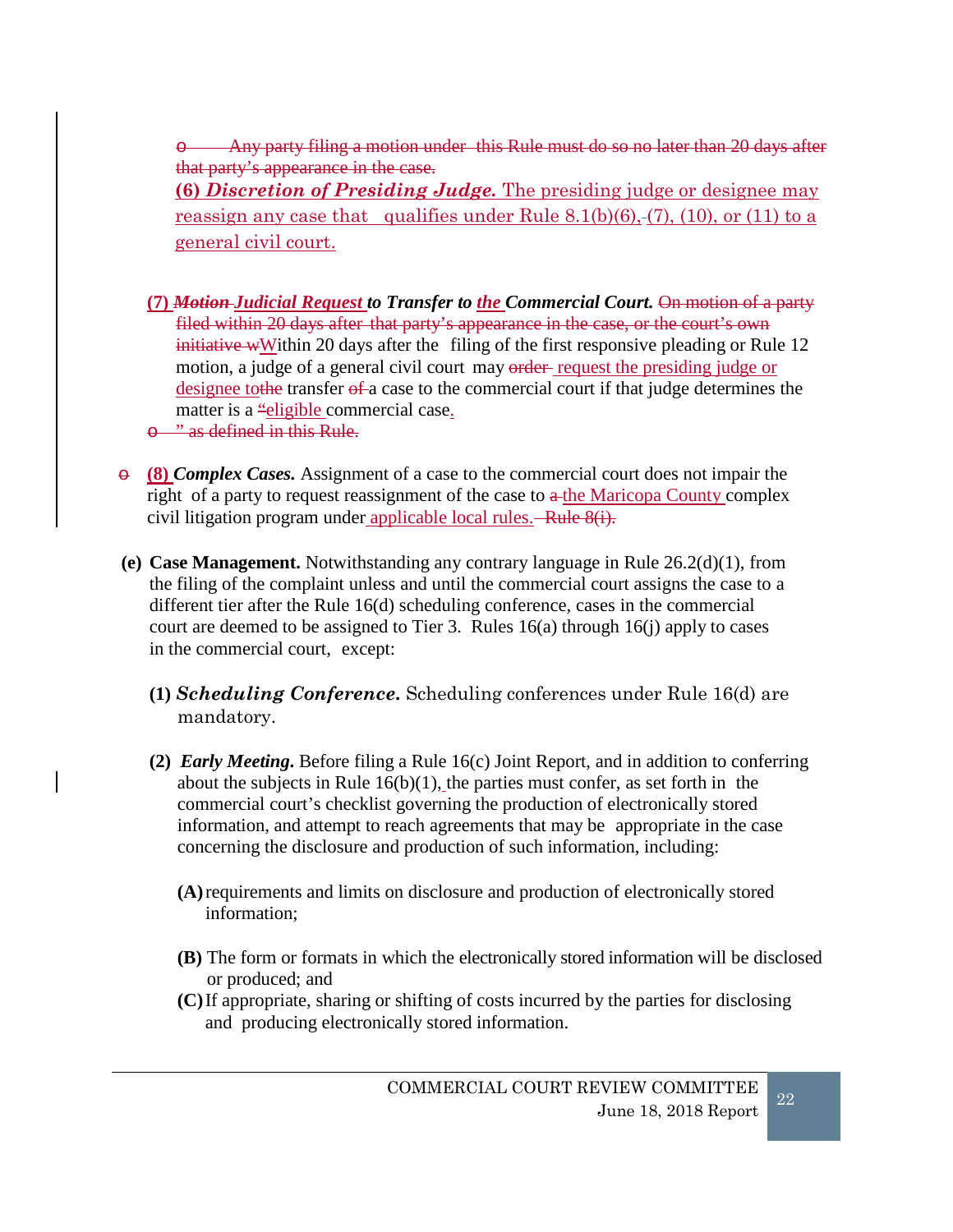~~o Any party filing a motion under this Rule must do so no later than 20 days after that party's appearance in the case.~~

**(6)** ***Discretion of Presiding Judge.*** The presiding judge or designee may reassign any case that qualifies under Rule 8.1(b)(6), ~~-~~(7), (10), or (11) to a general civil court.

**(7)** ***~~Motion~~ Judicial Request to Transfer to the Commercial Court.*** ~~On motion of a party filed within 20 days after that party's appearance in the case, or the court's own initiative w~~Within 20 days after the filing of the first responsive pleading or Rule 12 motion, a judge of a general civil court may ~~order~~ request the presiding judge or designee to~~the~~ transfer ~~of~~ a case to the commercial court if that judge determines the matter is a ~~"~~eligible commercial case.

~~o " as defined in this Rule.~~

~~o~~ **(8)** ***Complex Cases.*** Assignment of a case to the commercial court does not impair the right of a party to request reassignment of the case to ~~a~~ the Maricopa County complex civil litigation program under applicable local rules. ~~Rule 8(i).~~

**(e) Case Management.** Notwithstanding any contrary language in Rule 26.2(d)(1), from the filing of the complaint unless and until the commercial court assigns the case to a different tier after the Rule 16(d) scheduling conference, cases in the commercial court are deemed to be assigned to Tier 3. Rules 16(a) through 16(j) apply to cases in the commercial court, except:

**(1)** ***Scheduling Conference.*** Scheduling conferences under Rule 16(d) are mandatory.

**(2)** ***Early Meeting.*** Before filing a Rule 16(c) Joint Report, and in addition to conferring about the subjects in Rule 16(b)(1), the parties must confer, as set forth in the commercial court's checklist governing the production of electronically stored information, and attempt to reach agreements that may be appropriate in the case concerning the disclosure and production of such information, including:

**(A)** requirements and limits on disclosure and production of electronically stored information;

**(B)** The form or formats in which the electronically stored information will be disclosed or produced; and

**(C)** If appropriate, sharing or shifting of costs incurred by the parties for disclosing and producing electronically stored information.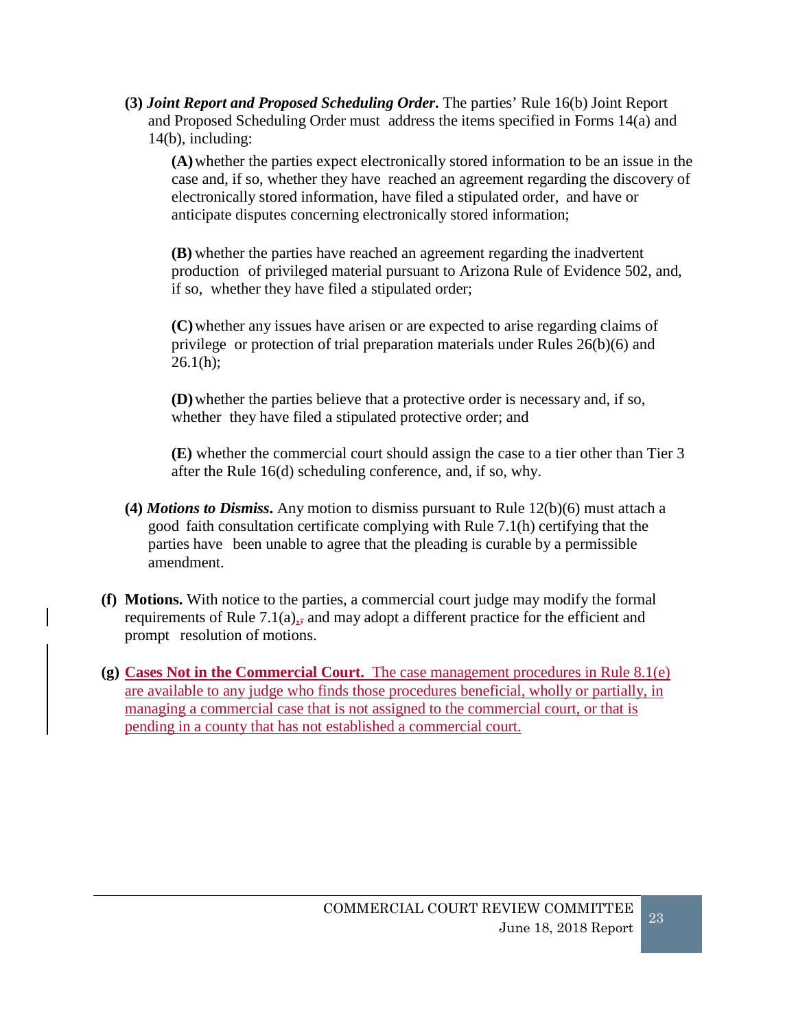**(3)** ***Joint Report and Proposed Scheduling Order*****.** The parties' Rule 16(b) Joint Report and Proposed Scheduling Order must address the items specified in Forms 14(a) and 14(b), including:

> **(A)** whether the parties expect electronically stored information to be an issue in the case and, if so, whether they have reached an agreement regarding the discovery of electronically stored information, have filed a stipulated order, and have or anticipate disputes concerning electronically stored information;
>
> **(B)** whether the parties have reached an agreement regarding the inadvertent production of privileged material pursuant to Arizona Rule of Evidence 502, and, if so, whether they have filed a stipulated order;
>
> **(C)** whether any issues have arisen or are expected to arise regarding claims of privilege or protection of trial preparation materials under Rules 26(b)(6) and 26.1(h);
>
> **(D)** whether the parties believe that a protective order is necessary and, if so, whether they have filed a stipulated protective order; and
>
> **(E)** whether the commercial court should assign the case to a tier other than Tier 3 after the Rule 16(d) scheduling conference, and, if so, why.

**(4)** ***Motions to Dismiss*****.** Any motion to dismiss pursuant to Rule 12(b)(6) must attach a good faith consultation certificate complying with Rule 7.1(h) certifying that the parties have been unable to agree that the pleading is curable by a permissible amendment.

**(f) Motions.** With notice to the parties, a commercial court judge may modify the formal requirements of Rule 7.1(a), ~~,~~ and may adopt a different practice for the efficient and prompt resolution of motions.

**(g)** <u>**Cases Not in the Commercial Court.** The case management procedures in Rule 8.1(e) are available to any judge who finds those procedures beneficial, wholly or partially, in managing a commercial case that is not assigned to the commercial court, or that is pending in a county that has not established a commercial court.</u>